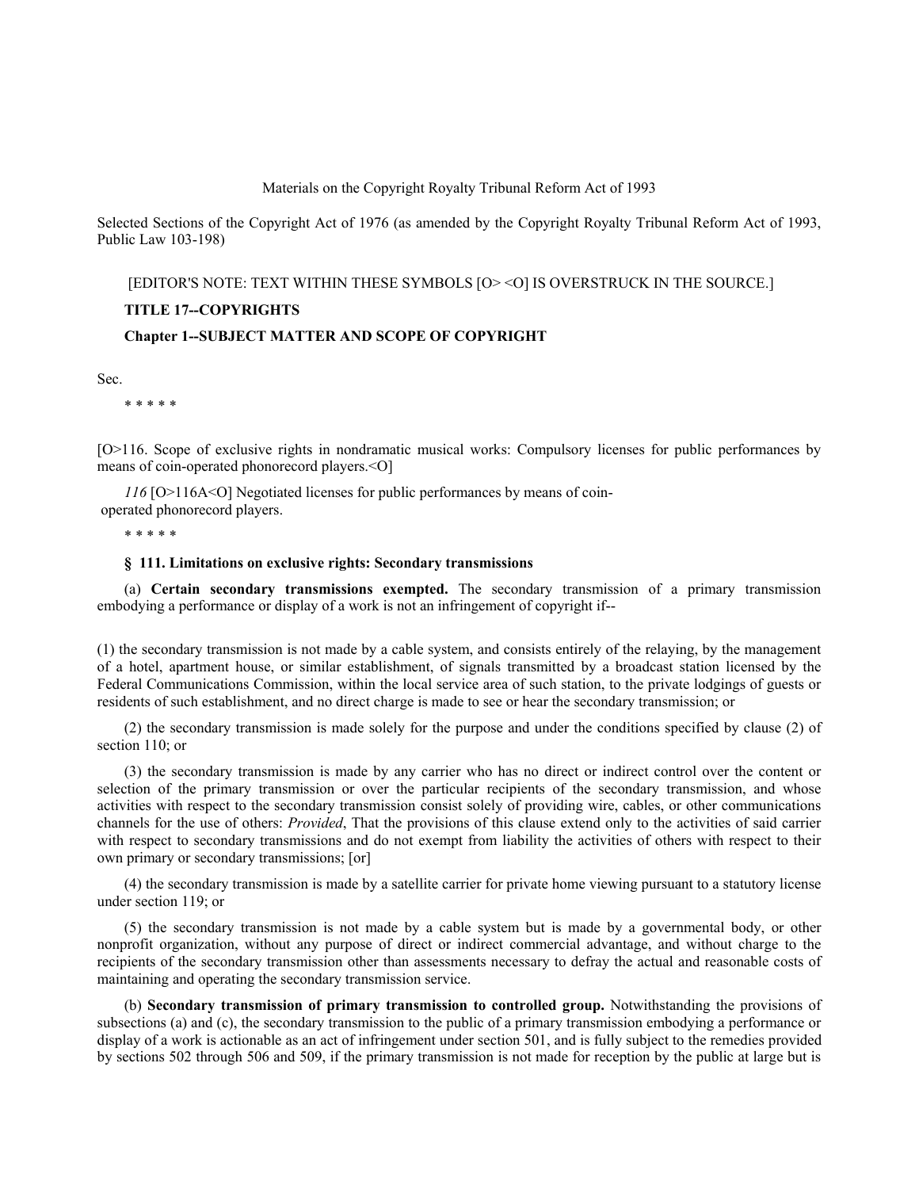Materials on the Copyright Royalty Tribunal Reform Act of 1993

Selected Sections of the Copyright Act of 1976 (as amended by the Copyright Royalty Tribunal Reform Act of 1993, Public Law 103-198)

[EDITOR'S NOTE: TEXT WITHIN THESE SYMBOLS [O> <O] IS OVERSTRUCK IN THE SOURCE.]

**TITLE 17--COPYRIGHTS**

**Chapter 1--SUBJECT MATTER AND SCOPE OF COPYRIGHT**

Sec.

\* \* \* \* \*

[O>116. Scope of exclusive rights in nondramatic musical works: Compulsory licenses for public performances by means of coin-operated phonorecord players.<O]

*116* [O>116A<O] Negotiated licenses for public performances by means of coin-operated phonorecord players.

\* \* \* \* \*

**§ 111. Limitations on exclusive rights: Secondary transmissions**

(a) **Certain secondary transmissions exempted.** The secondary transmission of a primary transmission embodying a performance or display of a work is not an infringement of copyright if--

(1) the secondary transmission is not made by a cable system, and consists entirely of the relaying, by the management of a hotel, apartment house, or similar establishment, of signals transmitted by a broadcast station licensed by the Federal Communications Commission, within the local service area of such station, to the private lodgings of guests or residents of such establishment, and no direct charge is made to see or hear the secondary transmission; or

(2) the secondary transmission is made solely for the purpose and under the conditions specified by clause (2) of section 110; or

(3) the secondary transmission is made by any carrier who has no direct or indirect control over the content or selection of the primary transmission or over the particular recipients of the secondary transmission, and whose activities with respect to the secondary transmission consist solely of providing wire, cables, or other communications channels for the use of others: *Provided*, That the provisions of this clause extend only to the activities of said carrier with respect to secondary transmissions and do not exempt from liability the activities of others with respect to their own primary or secondary transmissions; [or]

(4) the secondary transmission is made by a satellite carrier for private home viewing pursuant to a statutory license under section 119; or

(5) the secondary transmission is not made by a cable system but is made by a governmental body, or other nonprofit organization, without any purpose of direct or indirect commercial advantage, and without charge to the recipients of the secondary transmission other than assessments necessary to defray the actual and reasonable costs of maintaining and operating the secondary transmission service.

(b) **Secondary transmission of primary transmission to controlled group.** Notwithstanding the provisions of subsections (a) and (c), the secondary transmission to the public of a primary transmission embodying a performance or display of a work is actionable as an act of infringement under section 501, and is fully subject to the remedies provided by sections 502 through 506 and 509, if the primary transmission is not made for reception by the public at large but is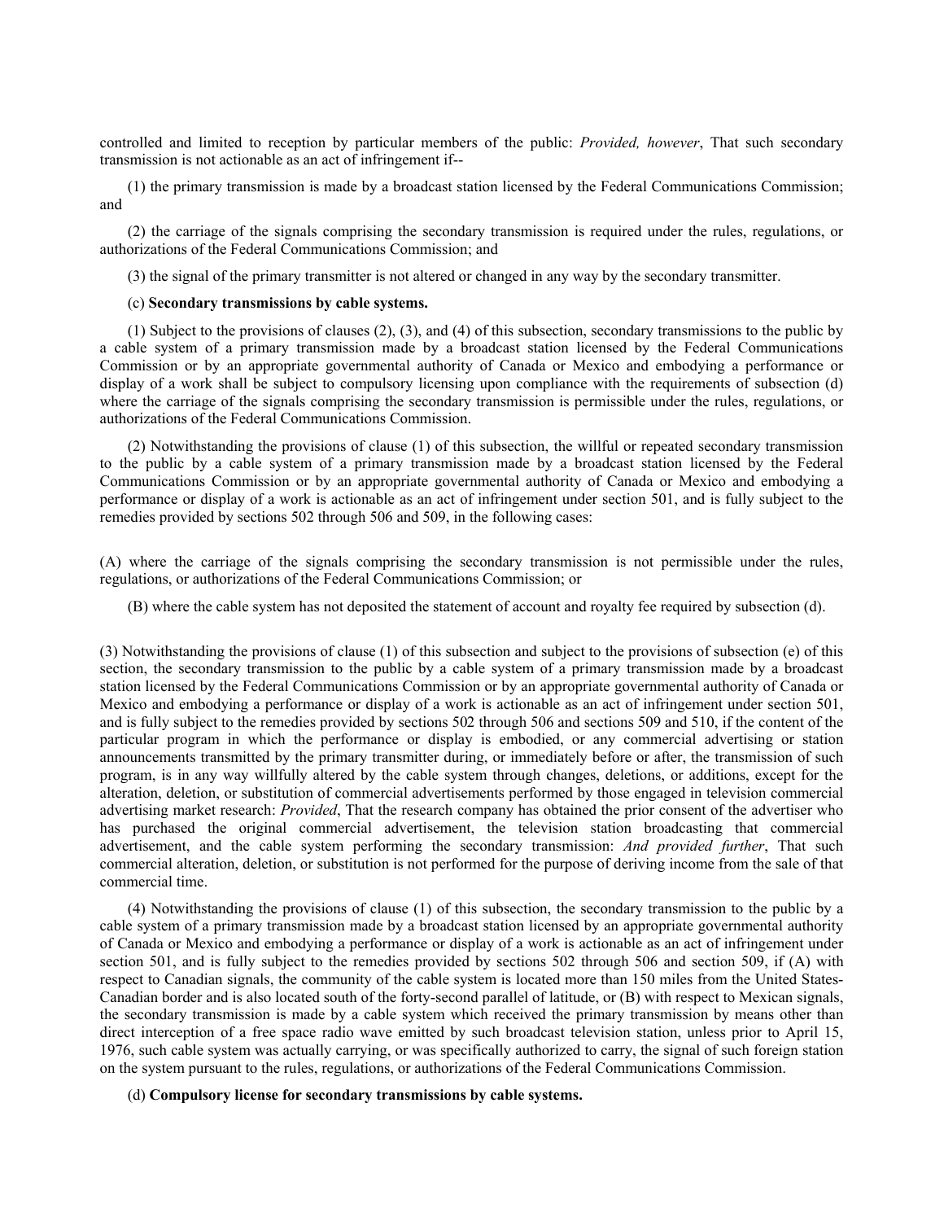controlled and limited to reception by particular members of the public: *Provided, however*, That such secondary transmission is not actionable as an act of infringement if--

(1) the primary transmission is made by a broadcast station licensed by the Federal Communications Commission; and

(2) the carriage of the signals comprising the secondary transmission is required under the rules, regulations, or authorizations of the Federal Communications Commission; and

(3) the signal of the primary transmitter is not altered or changed in any way by the secondary transmitter.

(c) **Secondary transmissions by cable systems.**

(1) Subject to the provisions of clauses (2), (3), and (4) of this subsection, secondary transmissions to the public by a cable system of a primary transmission made by a broadcast station licensed by the Federal Communications Commission or by an appropriate governmental authority of Canada or Mexico and embodying a performance or display of a work shall be subject to compulsory licensing upon compliance with the requirements of subsection (d) where the carriage of the signals comprising the secondary transmission is permissible under the rules, regulations, or authorizations of the Federal Communications Commission.

(2) Notwithstanding the provisions of clause (1) of this subsection, the willful or repeated secondary transmission to the public by a cable system of a primary transmission made by a broadcast station licensed by the Federal Communications Commission or by an appropriate governmental authority of Canada or Mexico and embodying a performance or display of a work is actionable as an act of infringement under section 501, and is fully subject to the remedies provided by sections 502 through 506 and 509, in the following cases:

(A) where the carriage of the signals comprising the secondary transmission is not permissible under the rules, regulations, or authorizations of the Federal Communications Commission; or

(B) where the cable system has not deposited the statement of account and royalty fee required by subsection (d).

(3) Notwithstanding the provisions of clause (1) of this subsection and subject to the provisions of subsection (e) of this section, the secondary transmission to the public by a cable system of a primary transmission made by a broadcast station licensed by the Federal Communications Commission or by an appropriate governmental authority of Canada or Mexico and embodying a performance or display of a work is actionable as an act of infringement under section 501, and is fully subject to the remedies provided by sections 502 through 506 and sections 509 and 510, if the content of the particular program in which the performance or display is embodied, or any commercial advertising or station announcements transmitted by the primary transmitter during, or immediately before or after, the transmission of such program, is in any way willfully altered by the cable system through changes, deletions, or additions, except for the alteration, deletion, or substitution of commercial advertisements performed by those engaged in television commercial advertising market research: *Provided*, That the research company has obtained the prior consent of the advertiser who has purchased the original commercial advertisement, the television station broadcasting that commercial advertisement, and the cable system performing the secondary transmission: *And provided further*, That such commercial alteration, deletion, or substitution is not performed for the purpose of deriving income from the sale of that commercial time.

(4) Notwithstanding the provisions of clause (1) of this subsection, the secondary transmission to the public by a cable system of a primary transmission made by a broadcast station licensed by an appropriate governmental authority of Canada or Mexico and embodying a performance or display of a work is actionable as an act of infringement under section 501, and is fully subject to the remedies provided by sections 502 through 506 and section 509, if (A) with respect to Canadian signals, the community of the cable system is located more than 150 miles from the United States-Canadian border and is also located south of the forty-second parallel of latitude, or (B) with respect to Mexican signals, the secondary transmission is made by a cable system which received the primary transmission by means other than direct interception of a free space radio wave emitted by such broadcast television station, unless prior to April 15, 1976, such cable system was actually carrying, or was specifically authorized to carry, the signal of such foreign station on the system pursuant to the rules, regulations, or authorizations of the Federal Communications Commission.

(d) **Compulsory license for secondary transmissions by cable systems.**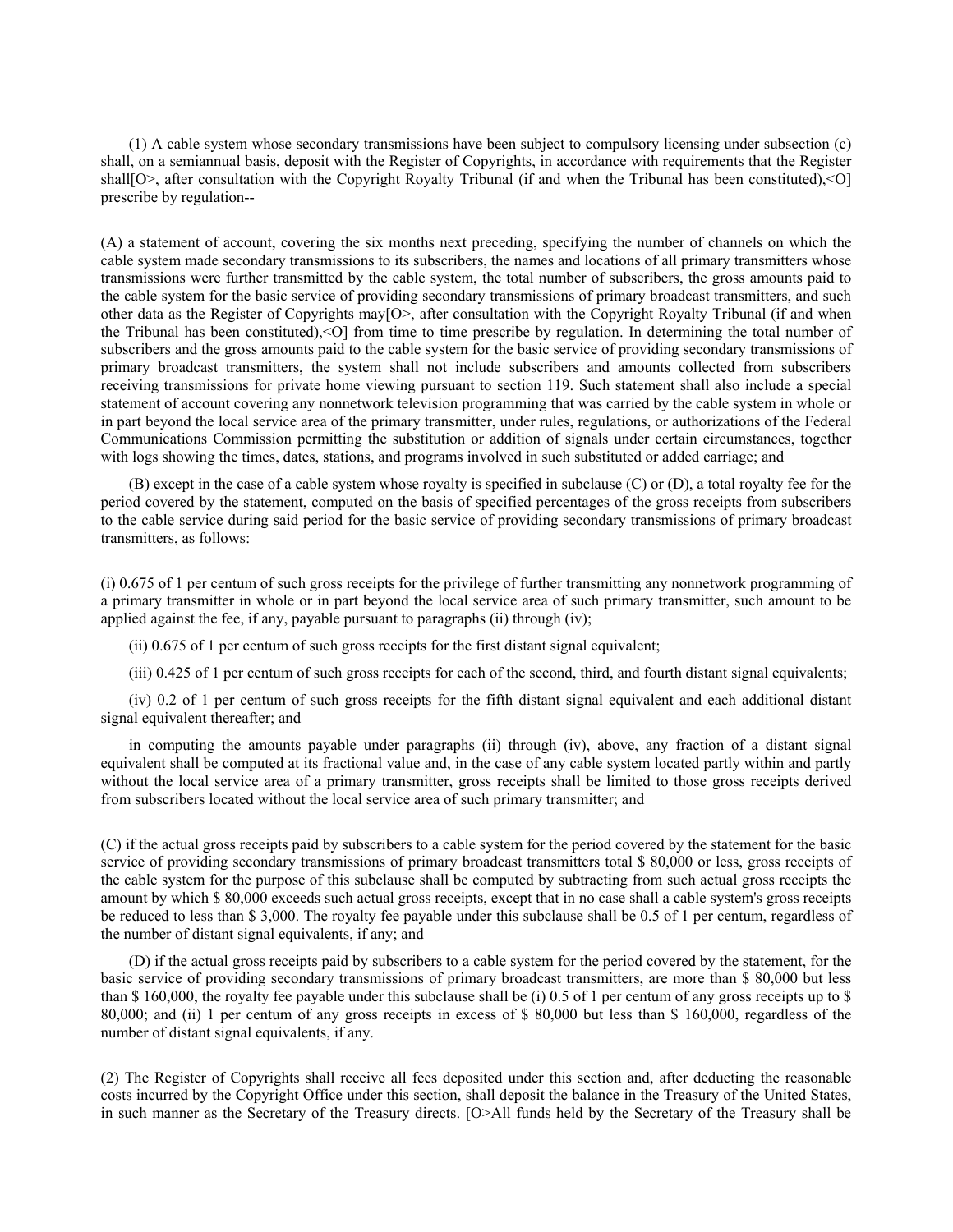(1) A cable system whose secondary transmissions have been subject to compulsory licensing under subsection (c) shall, on a semiannual basis, deposit with the Register of Copyrights, in accordance with requirements that the Register shall[O>, after consultation with the Copyright Royalty Tribunal (if and when the Tribunal has been constituted),<O] prescribe by regulation--

(A) a statement of account, covering the six months next preceding, specifying the number of channels on which the cable system made secondary transmissions to its subscribers, the names and locations of all primary transmitters whose transmissions were further transmitted by the cable system, the total number of subscribers, the gross amounts paid to the cable system for the basic service of providing secondary transmissions of primary broadcast transmitters, and such other data as the Register of Copyrights may[O>, after consultation with the Copyright Royalty Tribunal (if and when the Tribunal has been constituted),<O] from time to time prescribe by regulation. In determining the total number of subscribers and the gross amounts paid to the cable system for the basic service of providing secondary transmissions of primary broadcast transmitters, the system shall not include subscribers and amounts collected from subscribers receiving transmissions for private home viewing pursuant to section 119. Such statement shall also include a special statement of account covering any nonnetwork television programming that was carried by the cable system in whole or in part beyond the local service area of the primary transmitter, under rules, regulations, or authorizations of the Federal Communications Commission permitting the substitution or addition of signals under certain circumstances, together with logs showing the times, dates, stations, and programs involved in such substituted or added carriage; and

(B) except in the case of a cable system whose royalty is specified in subclause (C) or (D), a total royalty fee for the period covered by the statement, computed on the basis of specified percentages of the gross receipts from subscribers to the cable service during said period for the basic service of providing secondary transmissions of primary broadcast transmitters, as follows:

(i) 0.675 of 1 per centum of such gross receipts for the privilege of further transmitting any nonnetwork programming of a primary transmitter in whole or in part beyond the local service area of such primary transmitter, such amount to be applied against the fee, if any, payable pursuant to paragraphs (ii) through (iv);

(ii) 0.675 of 1 per centum of such gross receipts for the first distant signal equivalent;

(iii) 0.425 of 1 per centum of such gross receipts for each of the second, third, and fourth distant signal equivalents;

(iv) 0.2 of 1 per centum of such gross receipts for the fifth distant signal equivalent and each additional distant signal equivalent thereafter; and

in computing the amounts payable under paragraphs (ii) through (iv), above, any fraction of a distant signal equivalent shall be computed at its fractional value and, in the case of any cable system located partly within and partly without the local service area of a primary transmitter, gross receipts shall be limited to those gross receipts derived from subscribers located without the local service area of such primary transmitter; and

(C) if the actual gross receipts paid by subscribers to a cable system for the period covered by the statement for the basic service of providing secondary transmissions of primary broadcast transmitters total $ 80,000 or less, gross receipts of the cable system for the purpose of this subclause shall be computed by subtracting from such actual gross receipts the amount by which $ 80,000 exceeds such actual gross receipts, except that in no case shall a cable system's gross receipts be reduced to less than $ 3,000. The royalty fee payable under this subclause shall be 0.5 of 1 per centum, regardless of the number of distant signal equivalents, if any; and

(D) if the actual gross receipts paid by subscribers to a cable system for the period covered by the statement, for the basic service of providing secondary transmissions of primary broadcast transmitters, are more than $ 80,000 but less than $ 160,000, the royalty fee payable under this subclause shall be (i) 0.5 of 1 per centum of any gross receipts up to $ 80,000; and (ii) 1 per centum of any gross receipts in excess of $ 80,000 but less than $ 160,000, regardless of the number of distant signal equivalents, if any.

(2) The Register of Copyrights shall receive all fees deposited under this section and, after deducting the reasonable costs incurred by the Copyright Office under this section, shall deposit the balance in the Treasury of the United States, in such manner as the Secretary of the Treasury directs. [O>All funds held by the Secretary of the Treasury shall be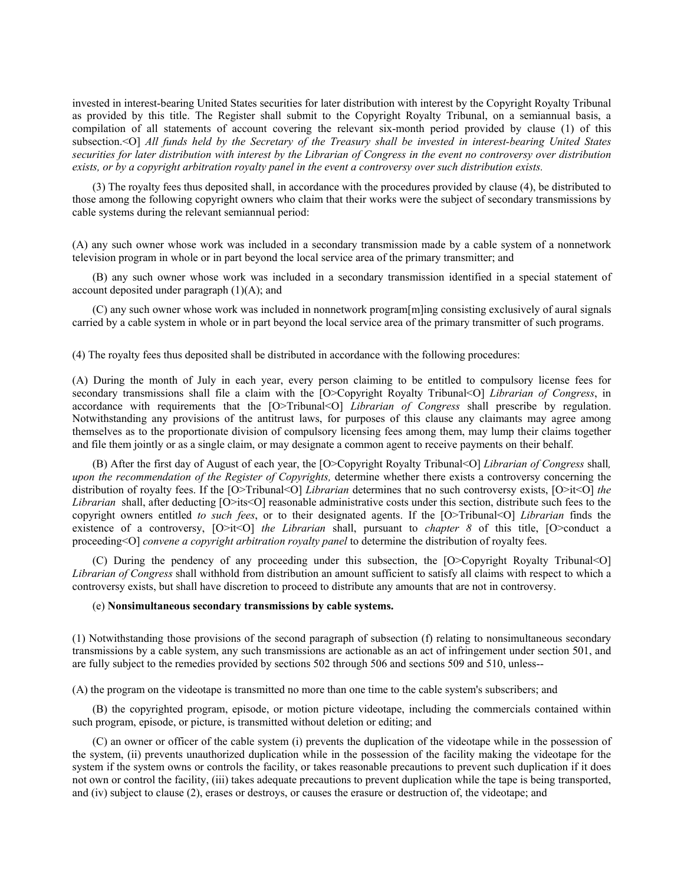invested in interest-bearing United States securities for later distribution with interest by the Copyright Royalty Tribunal as provided by this title. The Register shall submit to the Copyright Royalty Tribunal, on a semiannual basis, a compilation of all statements of account covering the relevant six-month period provided by clause (1) of this subsection.<O] *All funds held by the Secretary of the Treasury shall be invested in interest-bearing United States securities for later distribution with interest by the Librarian of Congress in the event no controversy over distribution exists, or by a copyright arbitration royalty panel in the event a controversy over such distribution exists.*

(3) The royalty fees thus deposited shall, in accordance with the procedures provided by clause (4), be distributed to those among the following copyright owners who claim that their works were the subject of secondary transmissions by cable systems during the relevant semiannual period:

(A) any such owner whose work was included in a secondary transmission made by a cable system of a nonnetwork television program in whole or in part beyond the local service area of the primary transmitter; and

(B) any such owner whose work was included in a secondary transmission identified in a special statement of account deposited under paragraph (1)(A); and

(C) any such owner whose work was included in nonnetwork program[m]ing consisting exclusively of aural signals carried by a cable system in whole or in part beyond the local service area of the primary transmitter of such programs.

(4) The royalty fees thus deposited shall be distributed in accordance with the following procedures:

(A) During the month of July in each year, every person claiming to be entitled to compulsory license fees for secondary transmissions shall file a claim with the [O>Copyright Royalty Tribunal<O] *Librarian of Congress*, in accordance with requirements that the [O>Tribunal<O] *Librarian of Congress* shall prescribe by regulation. Notwithstanding any provisions of the antitrust laws, for purposes of this clause any claimants may agree among themselves as to the proportionate division of compulsory licensing fees among them, may lump their claims together and file them jointly or as a single claim, or may designate a common agent to receive payments on their behalf.

(B) After the first day of August of each year, the [O>Copyright Royalty Tribunal<O] *Librarian of Congress* shall*, upon the recommendation of the Register of Copyrights,* determine whether there exists a controversy concerning the distribution of royalty fees. If the [O>Tribunal<O] *Librarian* determines that no such controversy exists, [O>it<O] *the Librarian* shall, after deducting [O>its<O] reasonable administrative costs under this section, distribute such fees to the copyright owners entitled *to such fees*, or to their designated agents. If the [O>Tribunal<O] *Librarian* finds the existence of a controversy, [O>it<O] *the Librarian* shall, pursuant to *chapter 8* of this title, [O>conduct a proceeding<O] *convene a copyright arbitration royalty panel* to determine the distribution of royalty fees.

(C) During the pendency of any proceeding under this subsection, the [O>Copyright Royalty Tribunal<O] *Librarian of Congress* shall withhold from distribution an amount sufficient to satisfy all claims with respect to which a controversy exists, but shall have discretion to proceed to distribute any amounts that are not in controversy.

(e) **Nonsimultaneous secondary transmissions by cable systems.**

(1) Notwithstanding those provisions of the second paragraph of subsection (f) relating to nonsimultaneous secondary transmissions by a cable system, any such transmissions are actionable as an act of infringement under section 501, and are fully subject to the remedies provided by sections 502 through 506 and sections 509 and 510, unless--

(A) the program on the videotape is transmitted no more than one time to the cable system's subscribers; and

(B) the copyrighted program, episode, or motion picture videotape, including the commercials contained within such program, episode, or picture, is transmitted without deletion or editing; and

(C) an owner or officer of the cable system (i) prevents the duplication of the videotape while in the possession of the system, (ii) prevents unauthorized duplication while in the possession of the facility making the videotape for the system if the system owns or controls the facility, or takes reasonable precautions to prevent such duplication if it does not own or control the facility, (iii) takes adequate precautions to prevent duplication while the tape is being transported, and (iv) subject to clause (2), erases or destroys, or causes the erasure or destruction of, the videotape; and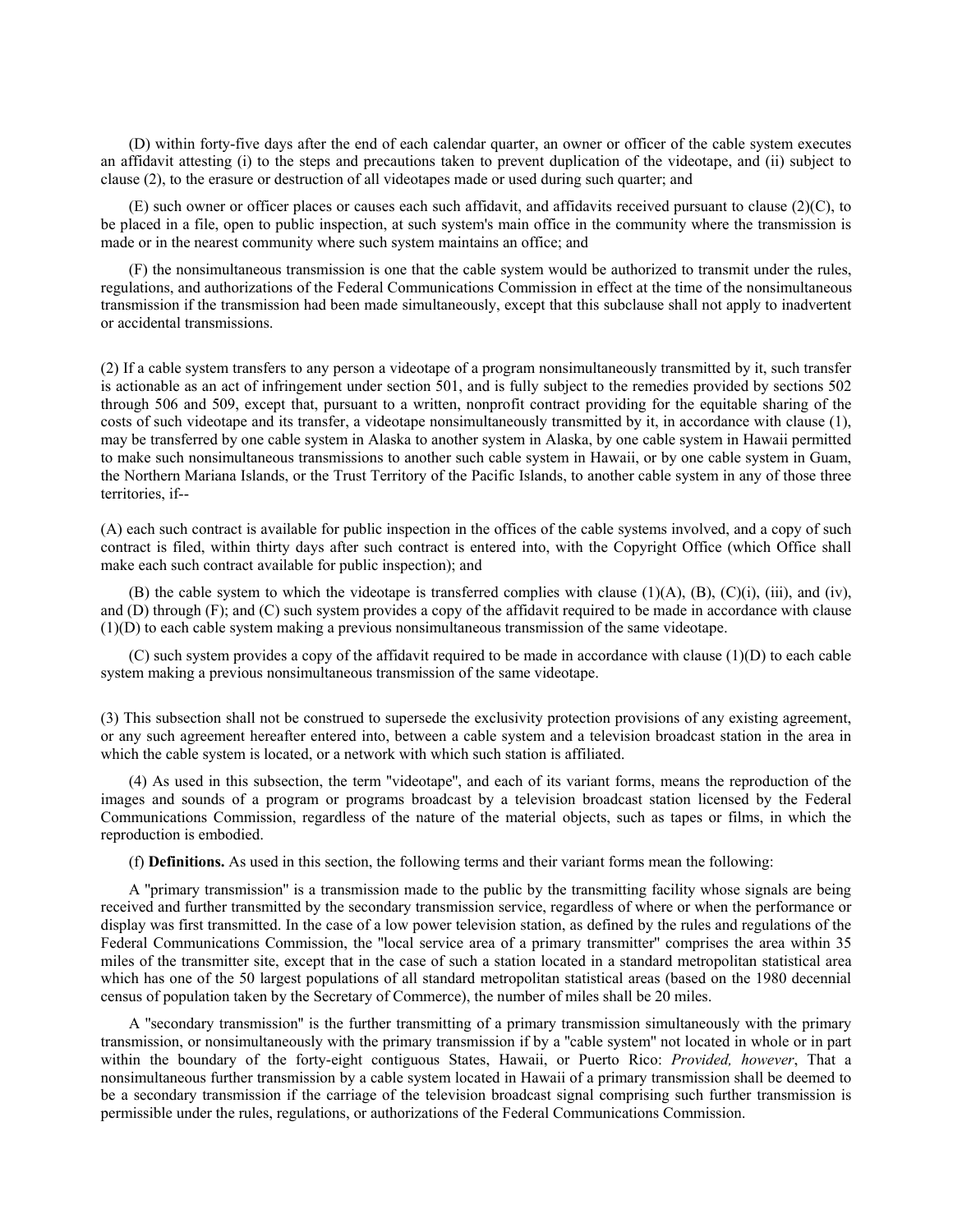(D) within forty-five days after the end of each calendar quarter, an owner or officer of the cable system executes an affidavit attesting (i) to the steps and precautions taken to prevent duplication of the videotape, and (ii) subject to clause (2), to the erasure or destruction of all videotapes made or used during such quarter; and

(E) such owner or officer places or causes each such affidavit, and affidavits received pursuant to clause (2)(C), to be placed in a file, open to public inspection, at such system's main office in the community where the transmission is made or in the nearest community where such system maintains an office; and

(F) the nonsimultaneous transmission is one that the cable system would be authorized to transmit under the rules, regulations, and authorizations of the Federal Communications Commission in effect at the time of the nonsimultaneous transmission if the transmission had been made simultaneously, except that this subclause shall not apply to inadvertent or accidental transmissions.

(2) If a cable system transfers to any person a videotape of a program nonsimultaneously transmitted by it, such transfer is actionable as an act of infringement under section 501, and is fully subject to the remedies provided by sections 502 through 506 and 509, except that, pursuant to a written, nonprofit contract providing for the equitable sharing of the costs of such videotape and its transfer, a videotape nonsimultaneously transmitted by it, in accordance with clause (1), may be transferred by one cable system in Alaska to another system in Alaska, by one cable system in Hawaii permitted to make such nonsimultaneous transmissions to another such cable system in Hawaii, or by one cable system in Guam, the Northern Mariana Islands, or the Trust Territory of the Pacific Islands, to another cable system in any of those three territories, if--

(A) each such contract is available for public inspection in the offices of the cable systems involved, and a copy of such contract is filed, within thirty days after such contract is entered into, with the Copyright Office (which Office shall make each such contract available for public inspection); and

(B) the cable system to which the videotape is transferred complies with clause (1)(A), (B), (C)(i), (iii), and (iv), and (D) through (F); and (C) such system provides a copy of the affidavit required to be made in accordance with clause (1)(D) to each cable system making a previous nonsimultaneous transmission of the same videotape.

(C) such system provides a copy of the affidavit required to be made in accordance with clause (1)(D) to each cable system making a previous nonsimultaneous transmission of the same videotape.

(3) This subsection shall not be construed to supersede the exclusivity protection provisions of any existing agreement, or any such agreement hereafter entered into, between a cable system and a television broadcast station in the area in which the cable system is located, or a network with which such station is affiliated.

(4) As used in this subsection, the term "videotape", and each of its variant forms, means the reproduction of the images and sounds of a program or programs broadcast by a television broadcast station licensed by the Federal Communications Commission, regardless of the nature of the material objects, such as tapes or films, in which the reproduction is embodied.

(f) **Definitions.** As used in this section, the following terms and their variant forms mean the following:

A "primary transmission" is a transmission made to the public by the transmitting facility whose signals are being received and further transmitted by the secondary transmission service, regardless of where or when the performance or display was first transmitted. In the case of a low power television station, as defined by the rules and regulations of the Federal Communications Commission, the "local service area of a primary transmitter" comprises the area within 35 miles of the transmitter site, except that in the case of such a station located in a standard metropolitan statistical area which has one of the 50 largest populations of all standard metropolitan statistical areas (based on the 1980 decennial census of population taken by the Secretary of Commerce), the number of miles shall be 20 miles.

A "secondary transmission" is the further transmitting of a primary transmission simultaneously with the primary transmission, or nonsimultaneously with the primary transmission if by a "cable system" not located in whole or in part within the boundary of the forty-eight contiguous States, Hawaii, or Puerto Rico: *Provided, however*, That a nonsimultaneous further transmission by a cable system located in Hawaii of a primary transmission shall be deemed to be a secondary transmission if the carriage of the television broadcast signal comprising such further transmission is permissible under the rules, regulations, or authorizations of the Federal Communications Commission.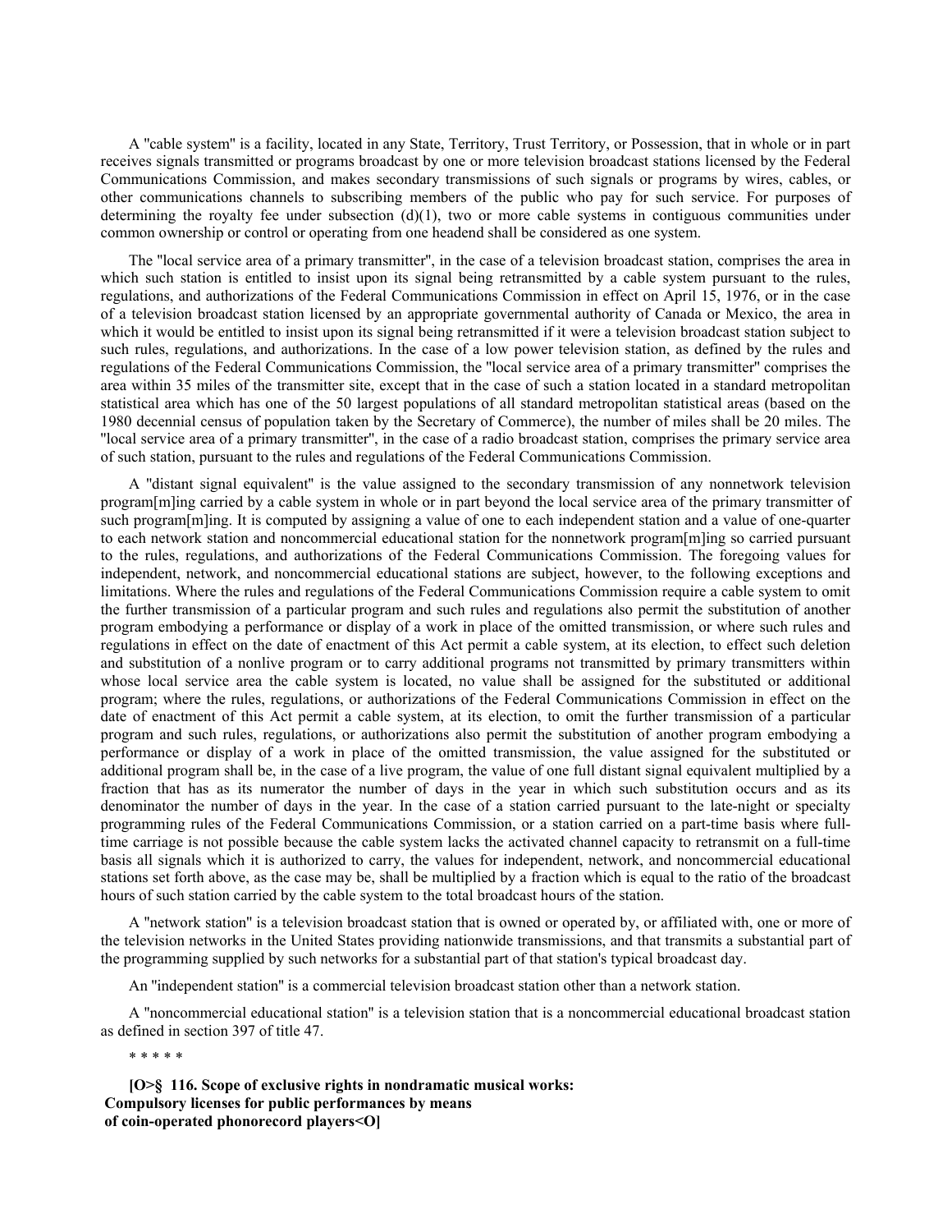A "cable system" is a facility, located in any State, Territory, Trust Territory, or Possession, that in whole or in part receives signals transmitted or programs broadcast by one or more television broadcast stations licensed by the Federal Communications Commission, and makes secondary transmissions of such signals or programs by wires, cables, or other communications channels to subscribing members of the public who pay for such service. For purposes of determining the royalty fee under subsection (d)(1), two or more cable systems in contiguous communities under common ownership or control or operating from one headend shall be considered as one system.

The "local service area of a primary transmitter", in the case of a television broadcast station, comprises the area in which such station is entitled to insist upon its signal being retransmitted by a cable system pursuant to the rules, regulations, and authorizations of the Federal Communications Commission in effect on April 15, 1976, or in the case of a television broadcast station licensed by an appropriate governmental authority of Canada or Mexico, the area in which it would be entitled to insist upon its signal being retransmitted if it were a television broadcast station subject to such rules, regulations, and authorizations. In the case of a low power television station, as defined by the rules and regulations of the Federal Communications Commission, the "local service area of a primary transmitter" comprises the area within 35 miles of the transmitter site, except that in the case of such a station located in a standard metropolitan statistical area which has one of the 50 largest populations of all standard metropolitan statistical areas (based on the 1980 decennial census of population taken by the Secretary of Commerce), the number of miles shall be 20 miles. The "local service area of a primary transmitter", in the case of a radio broadcast station, comprises the primary service area of such station, pursuant to the rules and regulations of the Federal Communications Commission.

A "distant signal equivalent" is the value assigned to the secondary transmission of any nonnetwork television program[m]ing carried by a cable system in whole or in part beyond the local service area of the primary transmitter of such program[m]ing. It is computed by assigning a value of one to each independent station and a value of one-quarter to each network station and noncommercial educational station for the nonnetwork program[m]ing so carried pursuant to the rules, regulations, and authorizations of the Federal Communications Commission. The foregoing values for independent, network, and noncommercial educational stations are subject, however, to the following exceptions and limitations. Where the rules and regulations of the Federal Communications Commission require a cable system to omit the further transmission of a particular program and such rules and regulations also permit the substitution of another program embodying a performance or display of a work in place of the omitted transmission, or where such rules and regulations in effect on the date of enactment of this Act permit a cable system, at its election, to effect such deletion and substitution of a nonlive program or to carry additional programs not transmitted by primary transmitters within whose local service area the cable system is located, no value shall be assigned for the substituted or additional program; where the rules, regulations, or authorizations of the Federal Communications Commission in effect on the date of enactment of this Act permit a cable system, at its election, to omit the further transmission of a particular program and such rules, regulations, or authorizations also permit the substitution of another program embodying a performance or display of a work in place of the omitted transmission, the value assigned for the substituted or additional program shall be, in the case of a live program, the value of one full distant signal equivalent multiplied by a fraction that has as its numerator the number of days in the year in which such substitution occurs and as its denominator the number of days in the year. In the case of a station carried pursuant to the late-night or specialty programming rules of the Federal Communications Commission, or a station carried on a part-time basis where full-time carriage is not possible because the cable system lacks the activated channel capacity to retransmit on a full-time basis all signals which it is authorized to carry, the values for independent, network, and noncommercial educational stations set forth above, as the case may be, shall be multiplied by a fraction which is equal to the ratio of the broadcast hours of such station carried by the cable system to the total broadcast hours of the station.

A "network station" is a television broadcast station that is owned or operated by, or affiliated with, one or more of the television networks in the United States providing nationwide transmissions, and that transmits a substantial part of the programming supplied by such networks for a substantial part of that station's typical broadcast day.

An "independent station" is a commercial television broadcast station other than a network station.

A "noncommercial educational station" is a television station that is a noncommercial educational broadcast station as defined in section 397 of title 47.

\* \* \* \* \*

**[O>§ 116. Scope of exclusive rights in nondramatic musical works: Compulsory licenses for public performances by means of coin-operated phonorecord players<O]**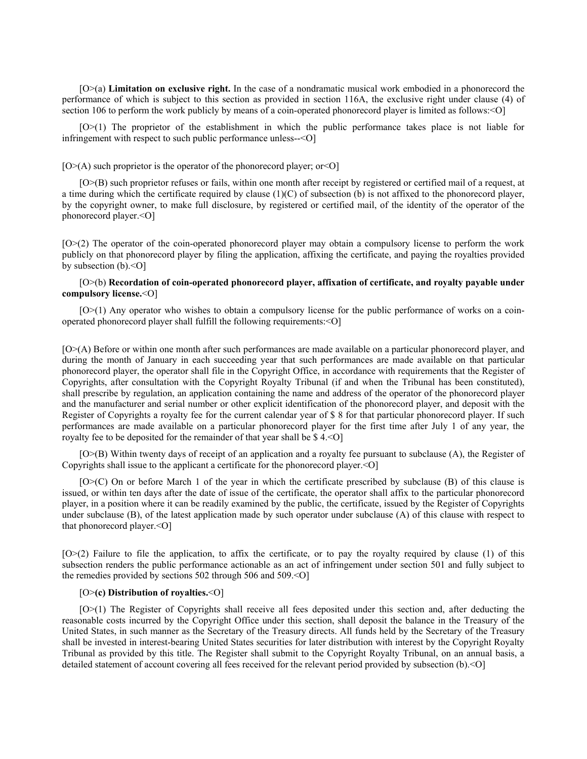[O>(a) **Limitation on exclusive right.** In the case of a nondramatic musical work embodied in a phonorecord the performance of which is subject to this section as provided in section 116A, the exclusive right under clause (4) of section 106 to perform the work publicly by means of a coin-operated phonorecord player is limited as follows:<O]

[O>(1) The proprietor of the establishment in which the public performance takes place is not liable for infringement with respect to such public performance unless--<O]

[O>(A) such proprietor is the operator of the phonorecord player; or<O]

[O>(B) such proprietor refuses or fails, within one month after receipt by registered or certified mail of a request, at a time during which the certificate required by clause (1)(C) of subsection (b) is not affixed to the phonorecord player, by the copyright owner, to make full disclosure, by registered or certified mail, of the identity of the operator of the phonorecord player.<O]

[O>(2) The operator of the coin-operated phonorecord player may obtain a compulsory license to perform the work publicly on that phonorecord player by filing the application, affixing the certificate, and paying the royalties provided by subsection (b).<O]

[O>(b) **Recordation of coin-operated phonorecord player, affixation of certificate, and royalty payable under compulsory license.**<O]

[O>(1) Any operator who wishes to obtain a compulsory license for the public performance of works on a coin-operated phonorecord player shall fulfill the following requirements:<O]

[O>(A) Before or within one month after such performances are made available on a particular phonorecord player, and during the month of January in each succeeding year that such performances are made available on that particular phonorecord player, the operator shall file in the Copyright Office, in accordance with requirements that the Register of Copyrights, after consultation with the Copyright Royalty Tribunal (if and when the Tribunal has been constituted), shall prescribe by regulation, an application containing the name and address of the operator of the phonorecord player and the manufacturer and serial number or other explicit identification of the phonorecord player, and deposit with the Register of Copyrights a royalty fee for the current calendar year of $ 8 for that particular phonorecord player. If such performances are made available on a particular phonorecord player for the first time after July 1 of any year, the royalty fee to be deposited for the remainder of that year shall be $ 4.<O]

[O>(B) Within twenty days of receipt of an application and a royalty fee pursuant to subclause (A), the Register of Copyrights shall issue to the applicant a certificate for the phonorecord player.<O]

[O>(C) On or before March 1 of the year in which the certificate prescribed by subclause (B) of this clause is issued, or within ten days after the date of issue of the certificate, the operator shall affix to the particular phonorecord player, in a position where it can be readily examined by the public, the certificate, issued by the Register of Copyrights under subclause (B), of the latest application made by such operator under subclause (A) of this clause with respect to that phonorecord player.<O]

[O>(2) Failure to file the application, to affix the certificate, or to pay the royalty required by clause (1) of this subsection renders the public performance actionable as an act of infringement under section 501 and fully subject to the remedies provided by sections 502 through 506 and 509.<O]

[O>**(c) Distribution of royalties.**<O]

[O>(1) The Register of Copyrights shall receive all fees deposited under this section and, after deducting the reasonable costs incurred by the Copyright Office under this section, shall deposit the balance in the Treasury of the United States, in such manner as the Secretary of the Treasury directs. All funds held by the Secretary of the Treasury shall be invested in interest-bearing United States securities for later distribution with interest by the Copyright Royalty Tribunal as provided by this title. The Register shall submit to the Copyright Royalty Tribunal, on an annual basis, a detailed statement of account covering all fees received for the relevant period provided by subsection (b).<O]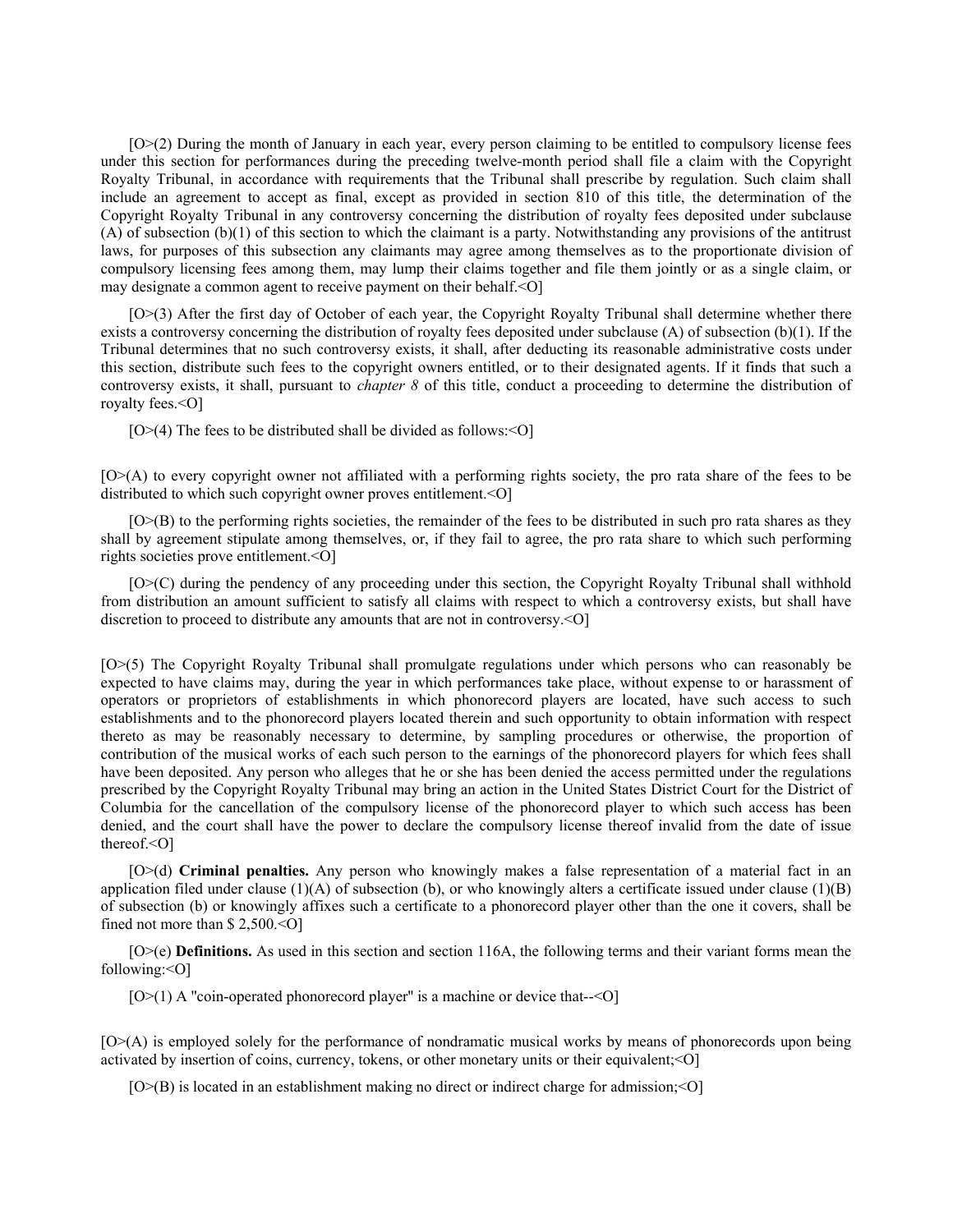[O>(2) During the month of January in each year, every person claiming to be entitled to compulsory license fees under this section for performances during the preceding twelve-month period shall file a claim with the Copyright Royalty Tribunal, in accordance with requirements that the Tribunal shall prescribe by regulation. Such claim shall include an agreement to accept as final, except as provided in section 810 of this title, the determination of the Copyright Royalty Tribunal in any controversy concerning the distribution of royalty fees deposited under subclause (A) of subsection (b)(1) of this section to which the claimant is a party. Notwithstanding any provisions of the antitrust laws, for purposes of this subsection any claimants may agree among themselves as to the proportionate division of compulsory licensing fees among them, may lump their claims together and file them jointly or as a single claim, or may designate a common agent to receive payment on their behalf.<O]

[O>(3) After the first day of October of each year, the Copyright Royalty Tribunal shall determine whether there exists a controversy concerning the distribution of royalty fees deposited under subclause (A) of subsection (b)(1). If the Tribunal determines that no such controversy exists, it shall, after deducting its reasonable administrative costs under this section, distribute such fees to the copyright owners entitled, or to their designated agents. If it finds that such a controversy exists, it shall, pursuant to *chapter 8* of this title, conduct a proceeding to determine the distribution of royalty fees.<O]

[O>(4) The fees to be distributed shall be divided as follows:<O]

[O>(A) to every copyright owner not affiliated with a performing rights society, the pro rata share of the fees to be distributed to which such copyright owner proves entitlement.<O]

[O>(B) to the performing rights societies, the remainder of the fees to be distributed in such pro rata shares as they shall by agreement stipulate among themselves, or, if they fail to agree, the pro rata share to which such performing rights societies prove entitlement.<O]

[O>(C) during the pendency of any proceeding under this section, the Copyright Royalty Tribunal shall withhold from distribution an amount sufficient to satisfy all claims with respect to which a controversy exists, but shall have discretion to proceed to distribute any amounts that are not in controversy.<O]

[O>(5) The Copyright Royalty Tribunal shall promulgate regulations under which persons who can reasonably be expected to have claims may, during the year in which performances take place, without expense to or harassment of operators or proprietors of establishments in which phonorecord players are located, have such access to such establishments and to the phonorecord players located therein and such opportunity to obtain information with respect thereto as may be reasonably necessary to determine, by sampling procedures or otherwise, the proportion of contribution of the musical works of each such person to the earnings of the phonorecord players for which fees shall have been deposited. Any person who alleges that he or she has been denied the access permitted under the regulations prescribed by the Copyright Royalty Tribunal may bring an action in the United States District Court for the District of Columbia for the cancellation of the compulsory license of the phonorecord player to which such access has been denied, and the court shall have the power to declare the compulsory license thereof invalid from the date of issue thereof.<O]

[O>(d) **Criminal penalties.** Any person who knowingly makes a false representation of a material fact in an application filed under clause (1)(A) of subsection (b), or who knowingly alters a certificate issued under clause (1)(B) of subsection (b) or knowingly affixes such a certificate to a phonorecord player other than the one it covers, shall be fined not more than $ 2,500.<O]

[O>(e) **Definitions.** As used in this section and section 116A, the following terms and their variant forms mean the following:<O]

[O>(1) A "coin-operated phonorecord player" is a machine or device that--<O]

[O>(A) is employed solely for the performance of nondramatic musical works by means of phonorecords upon being activated by insertion of coins, currency, tokens, or other monetary units or their equivalent;<O]

[O>(B) is located in an establishment making no direct or indirect charge for admission;<O]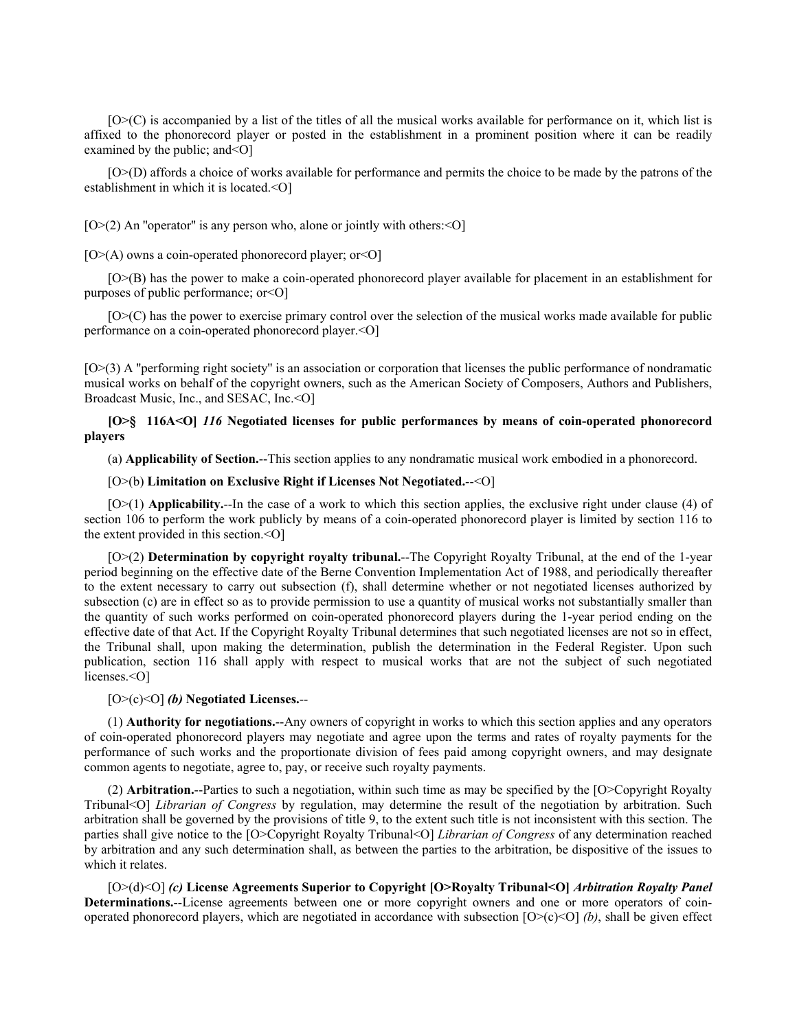[O>(C) is accompanied by a list of the titles of all the musical works available for performance on it, which list is affixed to the phonorecord player or posted in the establishment in a prominent position where it can be readily examined by the public; and<O]

[O>(D) affords a choice of works available for performance and permits the choice to be made by the patrons of the establishment in which it is located.<O]

[O>(2) An "operator" is any person who, alone or jointly with others:<O]

[O>(A) owns a coin-operated phonorecord player; or<O]

[O>(B) has the power to make a coin-operated phonorecord player available for placement in an establishment for purposes of public performance; or<O]

[O>(C) has the power to exercise primary control over the selection of the musical works made available for public performance on a coin-operated phonorecord player.<O]

[O>(3) A "performing right society" is an association or corporation that licenses the public performance of nondramatic musical works on behalf of the copyright owners, such as the American Society of Composers, Authors and Publishers, Broadcast Music, Inc., and SESAC, Inc.<O]

**[O>§ 116A<O]** ***116*** **Negotiated licenses for public performances by means of coin-operated phonorecord players**

(a) **Applicability of Section.**--This section applies to any nondramatic musical work embodied in a phonorecord.

[O>(b) **Limitation on Exclusive Right if Licenses Not Negotiated.**--<O]

[O>(1) **Applicability.**--In the case of a work to which this section applies, the exclusive right under clause (4) of section 106 to perform the work publicly by means of a coin-operated phonorecord player is limited by section 116 to the extent provided in this section.<O]

[O>(2) **Determination by copyright royalty tribunal.**--The Copyright Royalty Tribunal, at the end of the 1-year period beginning on the effective date of the Berne Convention Implementation Act of 1988, and periodically thereafter to the extent necessary to carry out subsection (f), shall determine whether or not negotiated licenses authorized by subsection (c) are in effect so as to provide permission to use a quantity of musical works not substantially smaller than the quantity of such works performed on coin-operated phonorecord players during the 1-year period ending on the effective date of that Act. If the Copyright Royalty Tribunal determines that such negotiated licenses are not so in effect, the Tribunal shall, upon making the determination, publish the determination in the Federal Register. Upon such publication, section 116 shall apply with respect to musical works that are not the subject of such negotiated licenses.<O]

[O>(c)<O] ***(b)*** **Negotiated Licenses.**--

(1) **Authority for negotiations.**--Any owners of copyright in works to which this section applies and any operators of coin-operated phonorecord players may negotiate and agree upon the terms and rates of royalty payments for the performance of such works and the proportionate division of fees paid among copyright owners, and may designate common agents to negotiate, agree to, pay, or receive such royalty payments.

(2) **Arbitration.**--Parties to such a negotiation, within such time as may be specified by the [O>Copyright Royalty Tribunal<O] *Librarian of Congress* by regulation, may determine the result of the negotiation by arbitration. Such arbitration shall be governed by the provisions of title 9, to the extent such title is not inconsistent with this section. The parties shall give notice to the [O>Copyright Royalty Tribunal<O] *Librarian of Congress* of any determination reached by arbitration and any such determination shall, as between the parties to the arbitration, be dispositive of the issues to which it relates.

[O>(d)<O] ***(c)*** **License Agreements Superior to Copyright [O>Royalty Tribunal<O]** ***Arbitration Royalty Panel*** **Determinations.**--License agreements between one or more copyright owners and one or more operators of coin-operated phonorecord players, which are negotiated in accordance with subsection [O>(c)<O] *(b)*, shall be given effect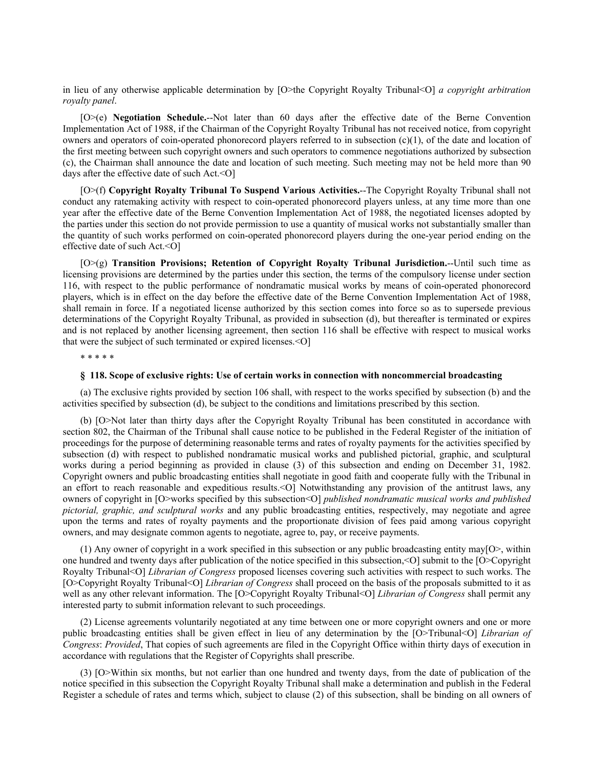in lieu of any otherwise applicable determination by [O>the Copyright Royalty Tribunal<O] *a copyright arbitration royalty panel*.

[O>(e) **Negotiation Schedule.**--Not later than 60 days after the effective date of the Berne Convention Implementation Act of 1988, if the Chairman of the Copyright Royalty Tribunal has not received notice, from copyright owners and operators of coin-operated phonorecord players referred to in subsection (c)(1), of the date and location of the first meeting between such copyright owners and such operators to commence negotiations authorized by subsection (c), the Chairman shall announce the date and location of such meeting. Such meeting may not be held more than 90 days after the effective date of such Act.<O]

[O>(f) **Copyright Royalty Tribunal To Suspend Various Activities.**--The Copyright Royalty Tribunal shall not conduct any ratemaking activity with respect to coin-operated phonorecord players unless, at any time more than one year after the effective date of the Berne Convention Implementation Act of 1988, the negotiated licenses adopted by the parties under this section do not provide permission to use a quantity of musical works not substantially smaller than the quantity of such works performed on coin-operated phonorecord players during the one-year period ending on the effective date of such Act.<O]

[O>(g) **Transition Provisions; Retention of Copyright Royalty Tribunal Jurisdiction.**--Until such time as licensing provisions are determined by the parties under this section, the terms of the compulsory license under section 116, with respect to the public performance of nondramatic musical works by means of coin-operated phonorecord players, which is in effect on the day before the effective date of the Berne Convention Implementation Act of 1988, shall remain in force. If a negotiated license authorized by this section comes into force so as to supersede previous determinations of the Copyright Royalty Tribunal, as provided in subsection (d), but thereafter is terminated or expires and is not replaced by another licensing agreement, then section 116 shall be effective with respect to musical works that were the subject of such terminated or expired licenses.<O]

* * * * *

**§ 118. Scope of exclusive rights: Use of certain works in connection with noncommercial broadcasting**

(a) The exclusive rights provided by section 106 shall, with respect to the works specified by subsection (b) and the activities specified by subsection (d), be subject to the conditions and limitations prescribed by this section.

(b) [O>Not later than thirty days after the Copyright Royalty Tribunal has been constituted in accordance with section 802, the Chairman of the Tribunal shall cause notice to be published in the Federal Register of the initiation of proceedings for the purpose of determining reasonable terms and rates of royalty payments for the activities specified by subsection (d) with respect to published nondramatic musical works and published pictorial, graphic, and sculptural works during a period beginning as provided in clause (3) of this subsection and ending on December 31, 1982. Copyright owners and public broadcasting entities shall negotiate in good faith and cooperate fully with the Tribunal in an effort to reach reasonable and expeditious results.<O] Notwithstanding any provision of the antitrust laws, any owners of copyright in [O>works specified by this subsection<O] *published nondramatic musical works and published pictorial, graphic, and sculptural works* and any public broadcasting entities, respectively, may negotiate and agree upon the terms and rates of royalty payments and the proportionate division of fees paid among various copyright owners, and may designate common agents to negotiate, agree to, pay, or receive payments.

(1) Any owner of copyright in a work specified in this subsection or any public broadcasting entity may[O>, within one hundred and twenty days after publication of the notice specified in this subsection,<O] submit to the [O>Copyright Royalty Tribunal<O] *Librarian of Congress* proposed licenses covering such activities with respect to such works. The [O>Copyright Royalty Tribunal<O] *Librarian of Congress* shall proceed on the basis of the proposals submitted to it as well as any other relevant information. The [O>Copyright Royalty Tribunal<O] *Librarian of Congress* shall permit any interested party to submit information relevant to such proceedings.

(2) License agreements voluntarily negotiated at any time between one or more copyright owners and one or more public broadcasting entities shall be given effect in lieu of any determination by the [O>Tribunal<O] *Librarian of Congress*: *Provided*, That copies of such agreements are filed in the Copyright Office within thirty days of execution in accordance with regulations that the Register of Copyrights shall prescribe.

(3) [O>Within six months, but not earlier than one hundred and twenty days, from the date of publication of the notice specified in this subsection the Copyright Royalty Tribunal shall make a determination and publish in the Federal Register a schedule of rates and terms which, subject to clause (2) of this subsection, shall be binding on all owners of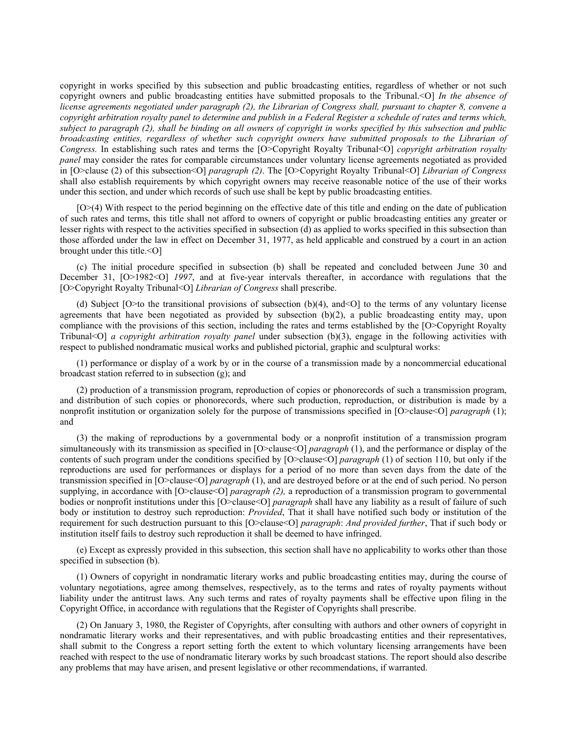copyright in works specified by this subsection and public broadcasting entities, regardless of whether or not such copyright owners and public broadcasting entities have submitted proposals to the Tribunal.<O] *In the absence of license agreements negotiated under paragraph (2), the Librarian of Congress shall, pursuant to chapter 8, convene a copyright arbitration royalty panel to determine and publish in a Federal Register a schedule of rates and terms which, subject to paragraph (2), shall be binding on all owners of copyright in works specified by this subsection and public broadcasting entities, regardless of whether such copyright owners have submitted proposals to the Librarian of Congress.* In establishing such rates and terms the [O>Copyright Royalty Tribunal<O] *copyright arbitration royalty panel* may consider the rates for comparable circumstances under voluntary license agreements negotiated as provided in [O>clause (2) of this subsection<O] *paragraph (2)*. The [O>Copyright Royalty Tribunal<O] *Librarian of Congress* shall also establish requirements by which copyright owners may receive reasonable notice of the use of their works under this section, and under which records of such use shall be kept by public broadcasting entities.

[O>(4) With respect to the period beginning on the effective date of this title and ending on the date of publication of such rates and terms, this title shall not afford to owners of copyright or public broadcasting entities any greater or lesser rights with respect to the activities specified in subsection (d) as applied to works specified in this subsection than those afforded under the law in effect on December 31, 1977, as held applicable and construed by a court in an action brought under this title.<O]

(c) The initial procedure specified in subsection (b) shall be repeated and concluded between June 30 and December 31, [O>1982<O] *1997*, and at five-year intervals thereafter, in accordance with regulations that the [O>Copyright Royalty Tribunal<O] *Librarian of Congress* shall prescribe.

(d) Subject [O>to the transitional provisions of subsection (b)(4), and<O] to the terms of any voluntary license agreements that have been negotiated as provided by subsection (b)(2), a public broadcasting entity may, upon compliance with the provisions of this section, including the rates and terms established by the [O>Copyright Royalty Tribunal<O] *a copyright arbitration royalty panel* under subsection (b)(3), engage in the following activities with respect to published nondramatic musical works and published pictorial, graphic and sculptural works:

(1) performance or display of a work by or in the course of a transmission made by a noncommercial educational broadcast station referred to in subsection (g); and

(2) production of a transmission program, reproduction of copies or phonorecords of such a transmission program, and distribution of such copies or phonorecords, where such production, reproduction, or distribution is made by a nonprofit institution or organization solely for the purpose of transmissions specified in [O>clause<O] *paragraph* (1); and

(3) the making of reproductions by a governmental body or a nonprofit institution of a transmission program simultaneously with its transmission as specified in [O>clause<O] *paragraph* (1), and the performance or display of the contents of such program under the conditions specified by [O>clause<O] *paragraph* (1) of section 110, but only if the reproductions are used for performances or displays for a period of no more than seven days from the date of the transmission specified in [O>clause<O] *paragraph* (1), and are destroyed before or at the end of such period. No person supplying, in accordance with [O>clause<O] *paragraph (2),* a reproduction of a transmission program to governmental bodies or nonprofit institutions under this [O>clause<O] *paragraph* shall have any liability as a result of failure of such body or institution to destroy such reproduction: *Provided*, That it shall have notified such body or institution of the requirement for such destruction pursuant to this [O>clause<O] *paragraph*: *And provided further*, That if such body or institution itself fails to destroy such reproduction it shall be deemed to have infringed.

(e) Except as expressly provided in this subsection, this section shall have no applicability to works other than those specified in subsection (b).

(1) Owners of copyright in nondramatic literary works and public broadcasting entities may, during the course of voluntary negotiations, agree among themselves, respectively, as to the terms and rates of royalty payments without liability under the antitrust laws. Any such terms and rates of royalty payments shall be effective upon filing in the Copyright Office, in accordance with regulations that the Register of Copyrights shall prescribe.

(2) On January 3, 1980, the Register of Copyrights, after consulting with authors and other owners of copyright in nondramatic literary works and their representatives, and with public broadcasting entities and their representatives, shall submit to the Congress a report setting forth the extent to which voluntary licensing arrangements have been reached with respect to the use of nondramatic literary works by such broadcast stations. The report should also describe any problems that may have arisen, and present legislative or other recommendations, if warranted.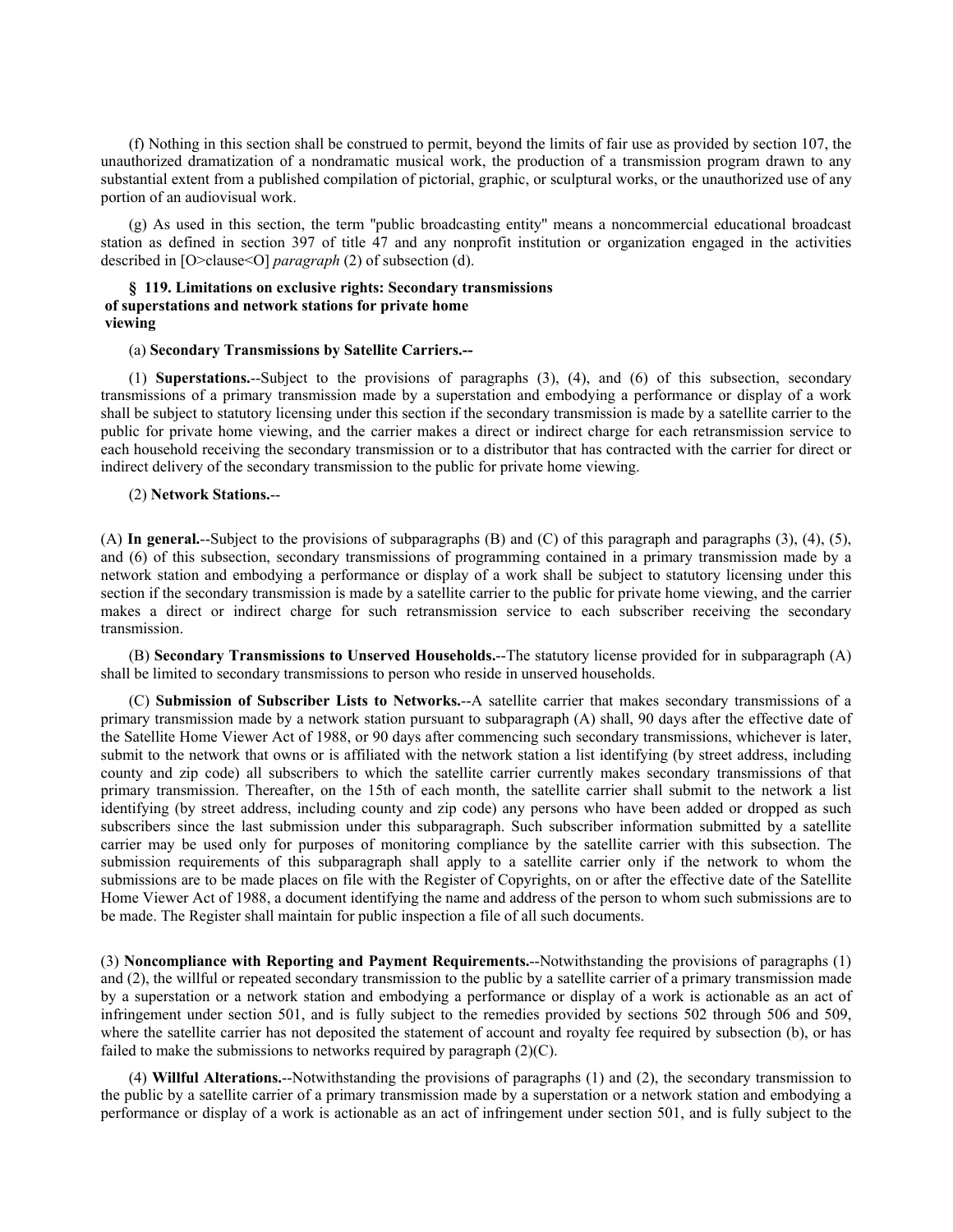(f) Nothing in this section shall be construed to permit, beyond the limits of fair use as provided by section 107, the unauthorized dramatization of a nondramatic musical work, the production of a transmission program drawn to any substantial extent from a published compilation of pictorial, graphic, or sculptural works, or the unauthorized use of any portion of an audiovisual work.

(g) As used in this section, the term "public broadcasting entity" means a noncommercial educational broadcast station as defined in section 397 of title 47 and any nonprofit institution or organization engaged in the activities described in [O>clause<O] *paragraph* (2) of subsection (d).

### § 119. Limitations on exclusive rights: Secondary transmissions of superstations and network stations for private home viewing

(a) **Secondary Transmissions by Satellite Carriers.--**

(1) **Superstations.**--Subject to the provisions of paragraphs (3), (4), and (6) of this subsection, secondary transmissions of a primary transmission made by a superstation and embodying a performance or display of a work shall be subject to statutory licensing under this section if the secondary transmission is made by a satellite carrier to the public for private home viewing, and the carrier makes a direct or indirect charge for each retransmission service to each household receiving the secondary transmission or to a distributor that has contracted with the carrier for direct or indirect delivery of the secondary transmission to the public for private home viewing.

(2) **Network Stations.**--

(A) **In general.**--Subject to the provisions of subparagraphs (B) and (C) of this paragraph and paragraphs (3), (4), (5), and (6) of this subsection, secondary transmissions of programming contained in a primary transmission made by a network station and embodying a performance or display of a work shall be subject to statutory licensing under this section if the secondary transmission is made by a satellite carrier to the public for private home viewing, and the carrier makes a direct or indirect charge for such retransmission service to each subscriber receiving the secondary transmission.

(B) **Secondary Transmissions to Unserved Households.**--The statutory license provided for in subparagraph (A) shall be limited to secondary transmissions to person who reside in unserved households.

(C) **Submission of Subscriber Lists to Networks.**--A satellite carrier that makes secondary transmissions of a primary transmission made by a network station pursuant to subparagraph (A) shall, 90 days after the effective date of the Satellite Home Viewer Act of 1988, or 90 days after commencing such secondary transmissions, whichever is later, submit to the network that owns or is affiliated with the network station a list identifying (by street address, including county and zip code) all subscribers to which the satellite carrier currently makes secondary transmissions of that primary transmission. Thereafter, on the 15th of each month, the satellite carrier shall submit to the network a list identifying (by street address, including county and zip code) any persons who have been added or dropped as such subscribers since the last submission under this subparagraph. Such subscriber information submitted by a satellite carrier may be used only for purposes of monitoring compliance by the satellite carrier with this subsection. The submission requirements of this subparagraph shall apply to a satellite carrier only if the network to whom the submissions are to be made places on file with the Register of Copyrights, on or after the effective date of the Satellite Home Viewer Act of 1988, a document identifying the name and address of the person to whom such submissions are to be made. The Register shall maintain for public inspection a file of all such documents.

(3) **Noncompliance with Reporting and Payment Requirements.**--Notwithstanding the provisions of paragraphs (1) and (2), the willful or repeated secondary transmission to the public by a satellite carrier of a primary transmission made by a superstation or a network station and embodying a performance or display of a work is actionable as an act of infringement under section 501, and is fully subject to the remedies provided by sections 502 through 506 and 509, where the satellite carrier has not deposited the statement of account and royalty fee required by subsection (b), or has failed to make the submissions to networks required by paragraph (2)(C).

(4) **Willful Alterations.**--Notwithstanding the provisions of paragraphs (1) and (2), the secondary transmission to the public by a satellite carrier of a primary transmission made by a superstation or a network station and embodying a performance or display of a work is actionable as an act of infringement under section 501, and is fully subject to the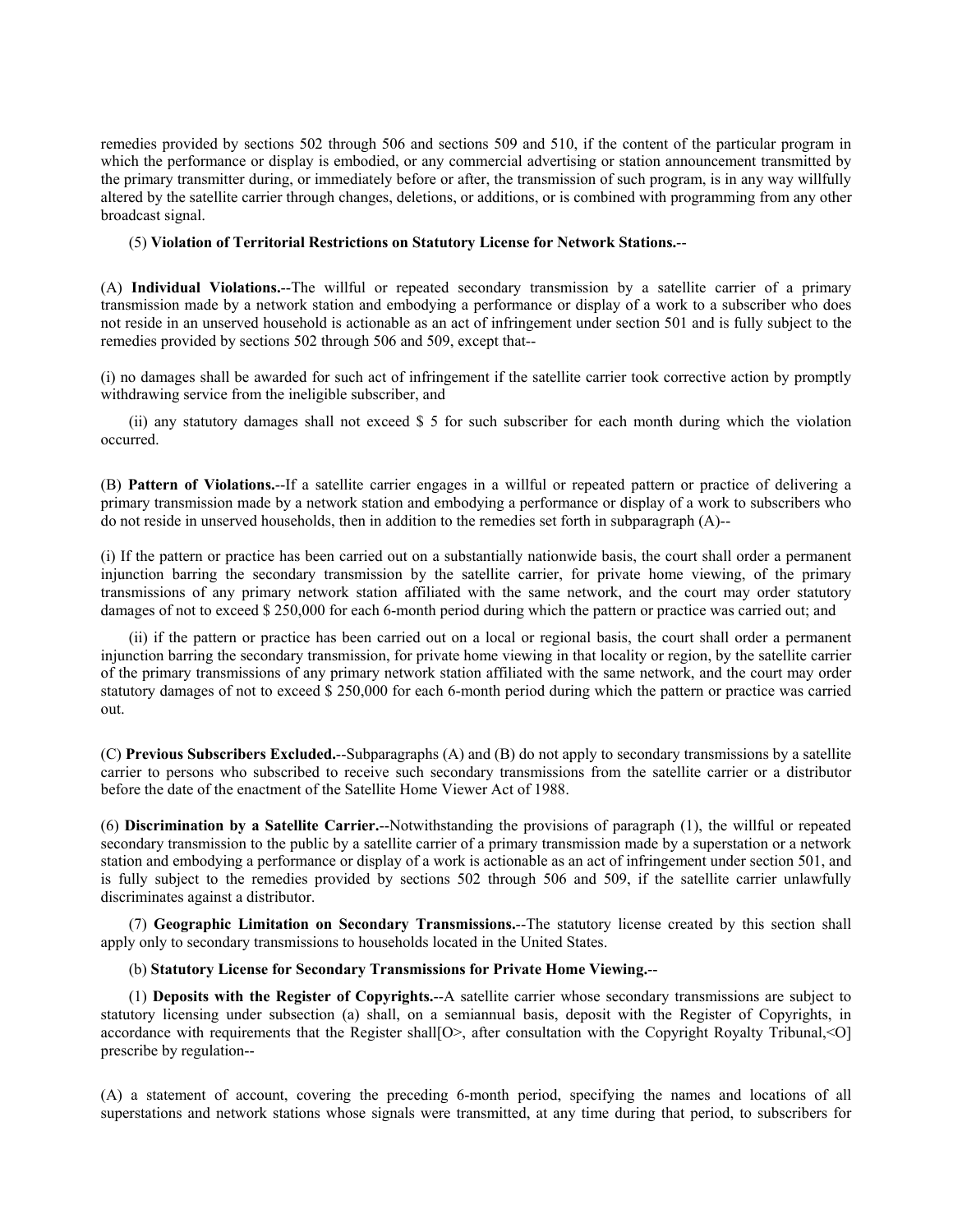remedies provided by sections 502 through 506 and sections 509 and 510, if the content of the particular program in which the performance or display is embodied, or any commercial advertising or station announcement transmitted by the primary transmitter during, or immediately before or after, the transmission of such program, is in any way willfully altered by the satellite carrier through changes, deletions, or additions, or is combined with programming from any other broadcast signal.

(5) **Violation of Territorial Restrictions on Statutory License for Network Stations.**--

(A) **Individual Violations.**--The willful or repeated secondary transmission by a satellite carrier of a primary transmission made by a network station and embodying a performance or display of a work to a subscriber who does not reside in an unserved household is actionable as an act of infringement under section 501 and is fully subject to the remedies provided by sections 502 through 506 and 509, except that--

(i) no damages shall be awarded for such act of infringement if the satellite carrier took corrective action by promptly withdrawing service from the ineligible subscriber, and

(ii) any statutory damages shall not exceed $ 5 for such subscriber for each month during which the violation occurred.

(B) **Pattern of Violations.**--If a satellite carrier engages in a willful or repeated pattern or practice of delivering a primary transmission made by a network station and embodying a performance or display of a work to subscribers who do not reside in unserved households, then in addition to the remedies set forth in subparagraph (A)--

(i) If the pattern or practice has been carried out on a substantially nationwide basis, the court shall order a permanent injunction barring the secondary transmission by the satellite carrier, for private home viewing, of the primary transmissions of any primary network station affiliated with the same network, and the court may order statutory damages of not to exceed $ 250,000 for each 6-month period during which the pattern or practice was carried out; and

(ii) if the pattern or practice has been carried out on a local or regional basis, the court shall order a permanent injunction barring the secondary transmission, for private home viewing in that locality or region, by the satellite carrier of the primary transmissions of any primary network station affiliated with the same network, and the court may order statutory damages of not to exceed $ 250,000 for each 6-month period during which the pattern or practice was carried out.

(C) **Previous Subscribers Excluded.**--Subparagraphs (A) and (B) do not apply to secondary transmissions by a satellite carrier to persons who subscribed to receive such secondary transmissions from the satellite carrier or a distributor before the date of the enactment of the Satellite Home Viewer Act of 1988.

(6) **Discrimination by a Satellite Carrier.**--Notwithstanding the provisions of paragraph (1), the willful or repeated secondary transmission to the public by a satellite carrier of a primary transmission made by a superstation or a network station and embodying a performance or display of a work is actionable as an act of infringement under section 501, and is fully subject to the remedies provided by sections 502 through 506 and 509, if the satellite carrier unlawfully discriminates against a distributor.

(7) **Geographic Limitation on Secondary Transmissions.**--The statutory license created by this section shall apply only to secondary transmissions to households located in the United States.

(b) **Statutory License for Secondary Transmissions for Private Home Viewing.**--

(1) **Deposits with the Register of Copyrights.**--A satellite carrier whose secondary transmissions are subject to statutory licensing under subsection (a) shall, on a semiannual basis, deposit with the Register of Copyrights, in accordance with requirements that the Register shall[O>, after consultation with the Copyright Royalty Tribunal,<O] prescribe by regulation--

(A) a statement of account, covering the preceding 6-month period, specifying the names and locations of all superstations and network stations whose signals were transmitted, at any time during that period, to subscribers for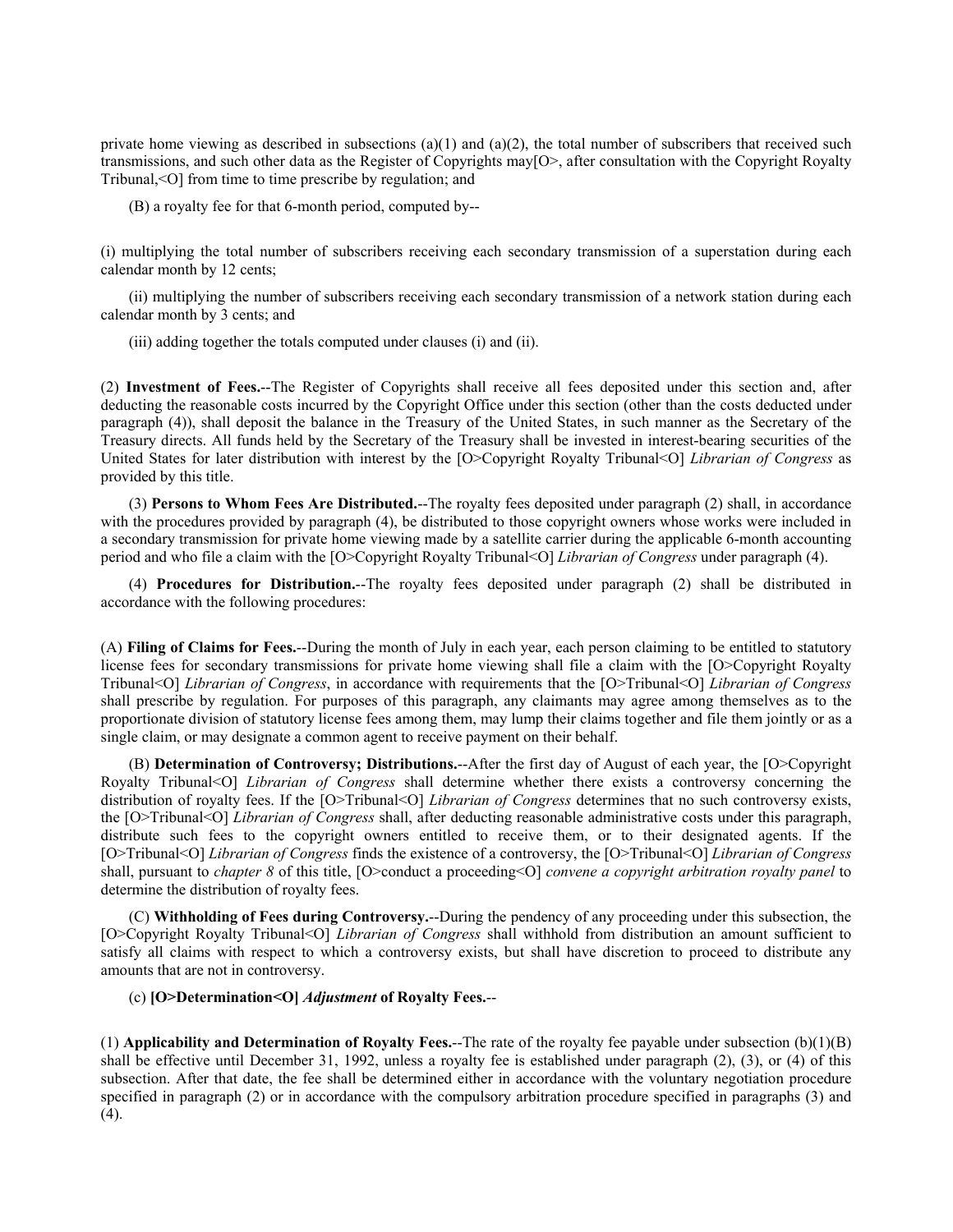private home viewing as described in subsections (a)(1) and (a)(2), the total number of subscribers that received such transmissions, and such other data as the Register of Copyrights may[O>, after consultation with the Copyright Royalty Tribunal,<O] from time to time prescribe by regulation; and

(B) a royalty fee for that 6-month period, computed by--

(i) multiplying the total number of subscribers receiving each secondary transmission of a superstation during each calendar month by 12 cents;

(ii) multiplying the number of subscribers receiving each secondary transmission of a network station during each calendar month by 3 cents; and

(iii) adding together the totals computed under clauses (i) and (ii).

(2) **Investment of Fees.**--The Register of Copyrights shall receive all fees deposited under this section and, after deducting the reasonable costs incurred by the Copyright Office under this section (other than the costs deducted under paragraph (4)), shall deposit the balance in the Treasury of the United States, in such manner as the Secretary of the Treasury directs. All funds held by the Secretary of the Treasury shall be invested in interest-bearing securities of the United States for later distribution with interest by the [O>Copyright Royalty Tribunal<O] *Librarian of Congress* as provided by this title.

(3) **Persons to Whom Fees Are Distributed.**--The royalty fees deposited under paragraph (2) shall, in accordance with the procedures provided by paragraph (4), be distributed to those copyright owners whose works were included in a secondary transmission for private home viewing made by a satellite carrier during the applicable 6-month accounting period and who file a claim with the [O>Copyright Royalty Tribunal<O] *Librarian of Congress* under paragraph (4).

(4) **Procedures for Distribution.**--The royalty fees deposited under paragraph (2) shall be distributed in accordance with the following procedures:

(A) **Filing of Claims for Fees.**--During the month of July in each year, each person claiming to be entitled to statutory license fees for secondary transmissions for private home viewing shall file a claim with the [O>Copyright Royalty Tribunal<O] *Librarian of Congress*, in accordance with requirements that the [O>Tribunal<O] *Librarian of Congress* shall prescribe by regulation. For purposes of this paragraph, any claimants may agree among themselves as to the proportionate division of statutory license fees among them, may lump their claims together and file them jointly or as a single claim, or may designate a common agent to receive payment on their behalf.

(B) **Determination of Controversy; Distributions.**--After the first day of August of each year, the [O>Copyright Royalty Tribunal<O] *Librarian of Congress* shall determine whether there exists a controversy concerning the distribution of royalty fees. If the [O>Tribunal<O] *Librarian of Congress* determines that no such controversy exists, the [O>Tribunal<O] *Librarian of Congress* shall, after deducting reasonable administrative costs under this paragraph, distribute such fees to the copyright owners entitled to receive them, or to their designated agents. If the [O>Tribunal<O] *Librarian of Congress* finds the existence of a controversy, the [O>Tribunal<O] *Librarian of Congress* shall, pursuant to *chapter 8* of this title, [O>conduct a proceeding<O] *convene a copyright arbitration royalty panel* to determine the distribution of royalty fees.

(C) **Withholding of Fees during Controversy.**--During the pendency of any proceeding under this subsection, the [O>Copyright Royalty Tribunal<O] *Librarian of Congress* shall withhold from distribution an amount sufficient to satisfy all claims with respect to which a controversy exists, but shall have discretion to proceed to distribute any amounts that are not in controversy.

(c) **[O>Determination<O]** ***Adjustment*** **of Royalty Fees.**--

(1) **Applicability and Determination of Royalty Fees.**--The rate of the royalty fee payable under subsection (b)(1)(B) shall be effective until December 31, 1992, unless a royalty fee is established under paragraph (2), (3), or (4) of this subsection. After that date, the fee shall be determined either in accordance with the voluntary negotiation procedure specified in paragraph (2) or in accordance with the compulsory arbitration procedure specified in paragraphs (3) and (4).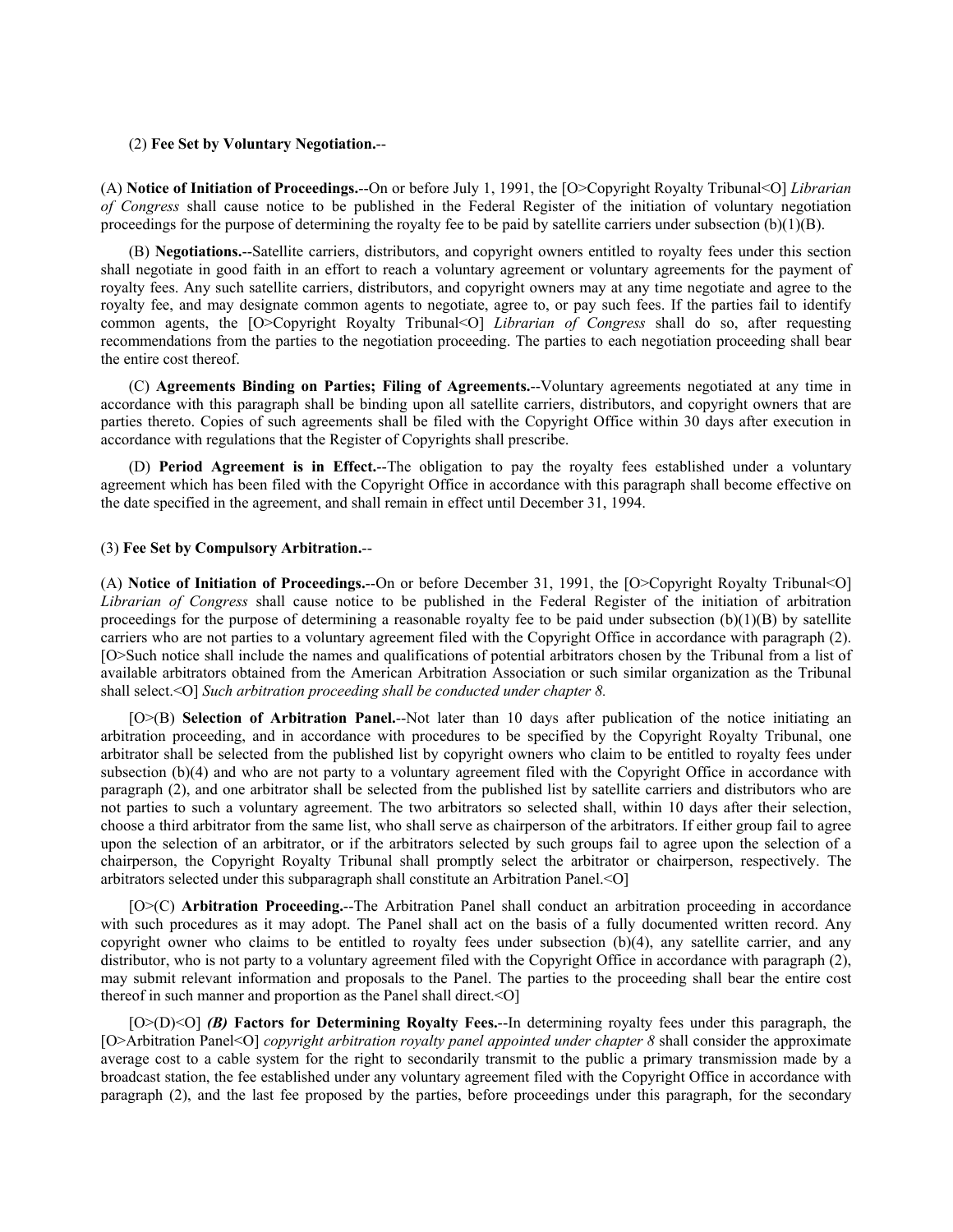(2) **Fee Set by Voluntary Negotiation.**--

(A) **Notice of Initiation of Proceedings.**--On or before July 1, 1991, the [O>Copyright Royalty Tribunal<O] *Librarian of Congress* shall cause notice to be published in the Federal Register of the initiation of voluntary negotiation proceedings for the purpose of determining the royalty fee to be paid by satellite carriers under subsection (b)(1)(B).

(B) **Negotiations.**--Satellite carriers, distributors, and copyright owners entitled to royalty fees under this section shall negotiate in good faith in an effort to reach a voluntary agreement or voluntary agreements for the payment of royalty fees. Any such satellite carriers, distributors, and copyright owners may at any time negotiate and agree to the royalty fee, and may designate common agents to negotiate, agree to, or pay such fees. If the parties fail to identify common agents, the [O>Copyright Royalty Tribunal<O] *Librarian of Congress* shall do so, after requesting recommendations from the parties to the negotiation proceeding. The parties to each negotiation proceeding shall bear the entire cost thereof.

(C) **Agreements Binding on Parties; Filing of Agreements.**--Voluntary agreements negotiated at any time in accordance with this paragraph shall be binding upon all satellite carriers, distributors, and copyright owners that are parties thereto. Copies of such agreements shall be filed with the Copyright Office within 30 days after execution in accordance with regulations that the Register of Copyrights shall prescribe.

(D) **Period Agreement is in Effect.**--The obligation to pay the royalty fees established under a voluntary agreement which has been filed with the Copyright Office in accordance with this paragraph shall become effective on the date specified in the agreement, and shall remain in effect until December 31, 1994.

(3) **Fee Set by Compulsory Arbitration.**--

(A) **Notice of Initiation of Proceedings.**--On or before December 31, 1991, the [O>Copyright Royalty Tribunal<O] *Librarian of Congress* shall cause notice to be published in the Federal Register of the initiation of arbitration proceedings for the purpose of determining a reasonable royalty fee to be paid under subsection (b)(1)(B) by satellite carriers who are not parties to a voluntary agreement filed with the Copyright Office in accordance with paragraph (2). [O>Such notice shall include the names and qualifications of potential arbitrators chosen by the Tribunal from a list of available arbitrators obtained from the American Arbitration Association or such similar organization as the Tribunal shall select.<O] *Such arbitration proceeding shall be conducted under chapter 8.*

[O>(B) **Selection of Arbitration Panel.**--Not later than 10 days after publication of the notice initiating an arbitration proceeding, and in accordance with procedures to be specified by the Copyright Royalty Tribunal, one arbitrator shall be selected from the published list by copyright owners who claim to be entitled to royalty fees under subsection (b)(4) and who are not party to a voluntary agreement filed with the Copyright Office in accordance with paragraph (2), and one arbitrator shall be selected from the published list by satellite carriers and distributors who are not parties to such a voluntary agreement. The two arbitrators so selected shall, within 10 days after their selection, choose a third arbitrator from the same list, who shall serve as chairperson of the arbitrators. If either group fail to agree upon the selection of an arbitrator, or if the arbitrators selected by such groups fail to agree upon the selection of a chairperson, the Copyright Royalty Tribunal shall promptly select the arbitrator or chairperson, respectively. The arbitrators selected under this subparagraph shall constitute an Arbitration Panel.<O]

[O>(C) **Arbitration Proceeding.**--The Arbitration Panel shall conduct an arbitration proceeding in accordance with such procedures as it may adopt. The Panel shall act on the basis of a fully documented written record. Any copyright owner who claims to be entitled to royalty fees under subsection (b)(4), any satellite carrier, and any distributor, who is not party to a voluntary agreement filed with the Copyright Office in accordance with paragraph (2), may submit relevant information and proposals to the Panel. The parties to the proceeding shall bear the entire cost thereof in such manner and proportion as the Panel shall direct.<O]

[O>(D)<O] ***(B)*** **Factors for Determining Royalty Fees.**--In determining royalty fees under this paragraph, the [O>Arbitration Panel<O] *copyright arbitration royalty panel appointed under chapter 8* shall consider the approximate average cost to a cable system for the right to secondarily transmit to the public a primary transmission made by a broadcast station, the fee established under any voluntary agreement filed with the Copyright Office in accordance with paragraph (2), and the last fee proposed by the parties, before proceedings under this paragraph, for the secondary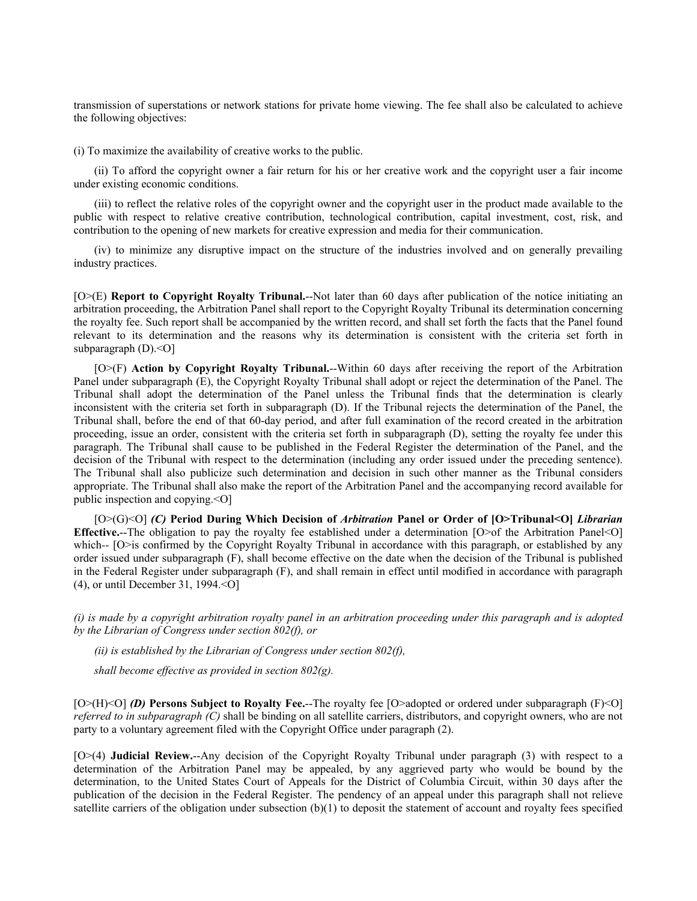transmission of superstations or network stations for private home viewing. The fee shall also be calculated to achieve the following objectives:

(i) To maximize the availability of creative works to the public.

(ii) To afford the copyright owner a fair return for his or her creative work and the copyright user a fair income under existing economic conditions.

(iii) to reflect the relative roles of the copyright owner and the copyright user in the product made available to the public with respect to relative creative contribution, technological contribution, capital investment, cost, risk, and contribution to the opening of new markets for creative expression and media for their communication.

(iv) to minimize any disruptive impact on the structure of the industries involved and on generally prevailing industry practices.

[O>(E) **Report to Copyright Royalty Tribunal.**--Not later than 60 days after publication of the notice initiating an arbitration proceeding, the Arbitration Panel shall report to the Copyright Royalty Tribunal its determination concerning the royalty fee. Such report shall be accompanied by the written record, and shall set forth the facts that the Panel found relevant to its determination and the reasons why its determination is consistent with the criteria set forth in subparagraph (D).<O]

[O>(F) **Action by Copyright Royalty Tribunal.**--Within 60 days after receiving the report of the Arbitration Panel under subparagraph (E), the Copyright Royalty Tribunal shall adopt or reject the determination of the Panel. The Tribunal shall adopt the determination of the Panel unless the Tribunal finds that the determination is clearly inconsistent with the criteria set forth in subparagraph (D). If the Tribunal rejects the determination of the Panel, the Tribunal shall, before the end of that 60-day period, and after full examination of the record created in the arbitration proceeding, issue an order, consistent with the criteria set forth in subparagraph (D), setting the royalty fee under this paragraph. The Tribunal shall cause to be published in the Federal Register the determination of the Panel, and the decision of the Tribunal with respect to the determination (including any order issued under the preceding sentence). The Tribunal shall also publicize such determination and decision in such other manner as the Tribunal considers appropriate. The Tribunal shall also make the report of the Arbitration Panel and the accompanying record available for public inspection and copying.<O]

[O>(G)<O] ***(C)*** **Period During Which Decision of *Arbitration* Panel or Order of [O>Tribunal<O] *Librarian* Effective.**--The obligation to pay the royalty fee established under a determination [O>of the Arbitration Panel<O] which-- [O>is confirmed by the Copyright Royalty Tribunal in accordance with this paragraph, or established by any order issued under subparagraph (F), shall become effective on the date when the decision of the Tribunal is published in the Federal Register under subparagraph (F), and shall remain in effect until modified in accordance with paragraph (4), or until December 31, 1994.<O]

*(i) is made by a copyright arbitration royalty panel in an arbitration proceeding under this paragraph and is adopted by the Librarian of Congress under section 802(f), or*

*(ii) is established by the Librarian of Congress under section 802(f),*

*shall become effective as provided in section 802(g).*

[O>(H)<O] ***(D)*** **Persons Subject to Royalty Fee.**--The royalty fee [O>adopted or ordered under subparagraph (F)<O] *referred to in subparagraph (C)* shall be binding on all satellite carriers, distributors, and copyright owners, who are not party to a voluntary agreement filed with the Copyright Office under paragraph (2).

[O>(4) **Judicial Review.**--Any decision of the Copyright Royalty Tribunal under paragraph (3) with respect to a determination of the Arbitration Panel may be appealed, by any aggrieved party who would be bound by the determination, to the United States Court of Appeals for the District of Columbia Circuit, within 30 days after the publication of the decision in the Federal Register. The pendency of an appeal under this paragraph shall not relieve satellite carriers of the obligation under subsection (b)(1) to deposit the statement of account and royalty fees specified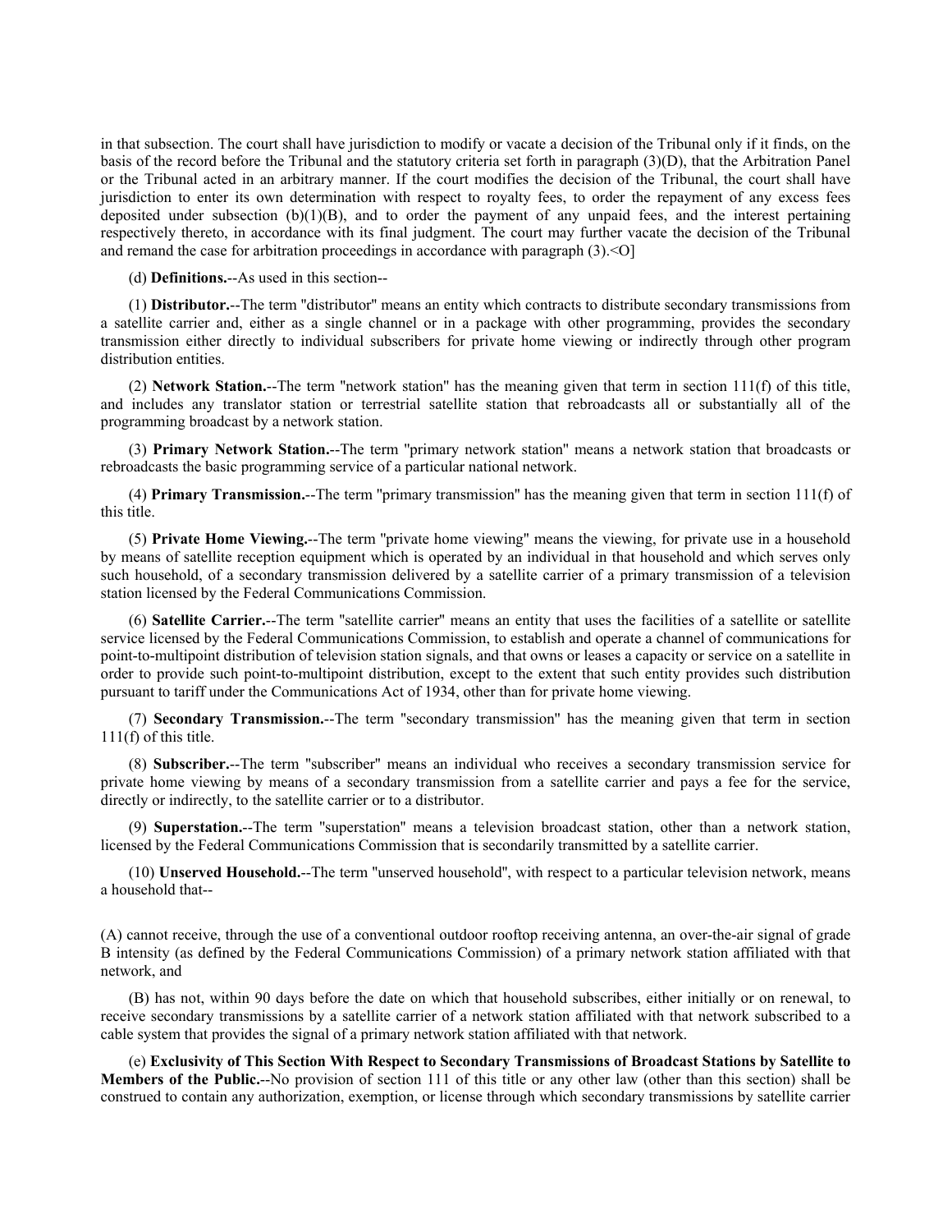in that subsection. The court shall have jurisdiction to modify or vacate a decision of the Tribunal only if it finds, on the basis of the record before the Tribunal and the statutory criteria set forth in paragraph (3)(D), that the Arbitration Panel or the Tribunal acted in an arbitrary manner. If the court modifies the decision of the Tribunal, the court shall have jurisdiction to enter its own determination with respect to royalty fees, to order the repayment of any excess fees deposited under subsection (b)(1)(B), and to order the payment of any unpaid fees, and the interest pertaining respectively thereto, in accordance with its final judgment. The court may further vacate the decision of the Tribunal and remand the case for arbitration proceedings in accordance with paragraph (3).<O]

(d) **Definitions.**--As used in this section--

(1) **Distributor.**--The term "distributor" means an entity which contracts to distribute secondary transmissions from a satellite carrier and, either as a single channel or in a package with other programming, provides the secondary transmission either directly to individual subscribers for private home viewing or indirectly through other program distribution entities.

(2) **Network Station.**--The term "network station" has the meaning given that term in section 111(f) of this title, and includes any translator station or terrestrial satellite station that rebroadcasts all or substantially all of the programming broadcast by a network station.

(3) **Primary Network Station.**--The term "primary network station" means a network station that broadcasts or rebroadcasts the basic programming service of a particular national network.

(4) **Primary Transmission.**--The term "primary transmission" has the meaning given that term in section 111(f) of this title.

(5) **Private Home Viewing.**--The term "private home viewing" means the viewing, for private use in a household by means of satellite reception equipment which is operated by an individual in that household and which serves only such household, of a secondary transmission delivered by a satellite carrier of a primary transmission of a television station licensed by the Federal Communications Commission.

(6) **Satellite Carrier.**--The term "satellite carrier" means an entity that uses the facilities of a satellite or satellite service licensed by the Federal Communications Commission, to establish and operate a channel of communications for point-to-multipoint distribution of television station signals, and that owns or leases a capacity or service on a satellite in order to provide such point-to-multipoint distribution, except to the extent that such entity provides such distribution pursuant to tariff under the Communications Act of 1934, other than for private home viewing.

(7) **Secondary Transmission.**--The term "secondary transmission" has the meaning given that term in section 111(f) of this title.

(8) **Subscriber.**--The term "subscriber" means an individual who receives a secondary transmission service for private home viewing by means of a secondary transmission from a satellite carrier and pays a fee for the service, directly or indirectly, to the satellite carrier or to a distributor.

(9) **Superstation.**--The term "superstation" means a television broadcast station, other than a network station, licensed by the Federal Communications Commission that is secondarily transmitted by a satellite carrier.

(10) **Unserved Household.**--The term "unserved household", with respect to a particular television network, means a household that--

(A) cannot receive, through the use of a conventional outdoor rooftop receiving antenna, an over-the-air signal of grade B intensity (as defined by the Federal Communications Commission) of a primary network station affiliated with that network, and

(B) has not, within 90 days before the date on which that household subscribes, either initially or on renewal, to receive secondary transmissions by a satellite carrier of a network station affiliated with that network subscribed to a cable system that provides the signal of a primary network station affiliated with that network.

(e) **Exclusivity of This Section With Respect to Secondary Transmissions of Broadcast Stations by Satellite to Members of the Public.**--No provision of section 111 of this title or any other law (other than this section) shall be construed to contain any authorization, exemption, or license through which secondary transmissions by satellite carrier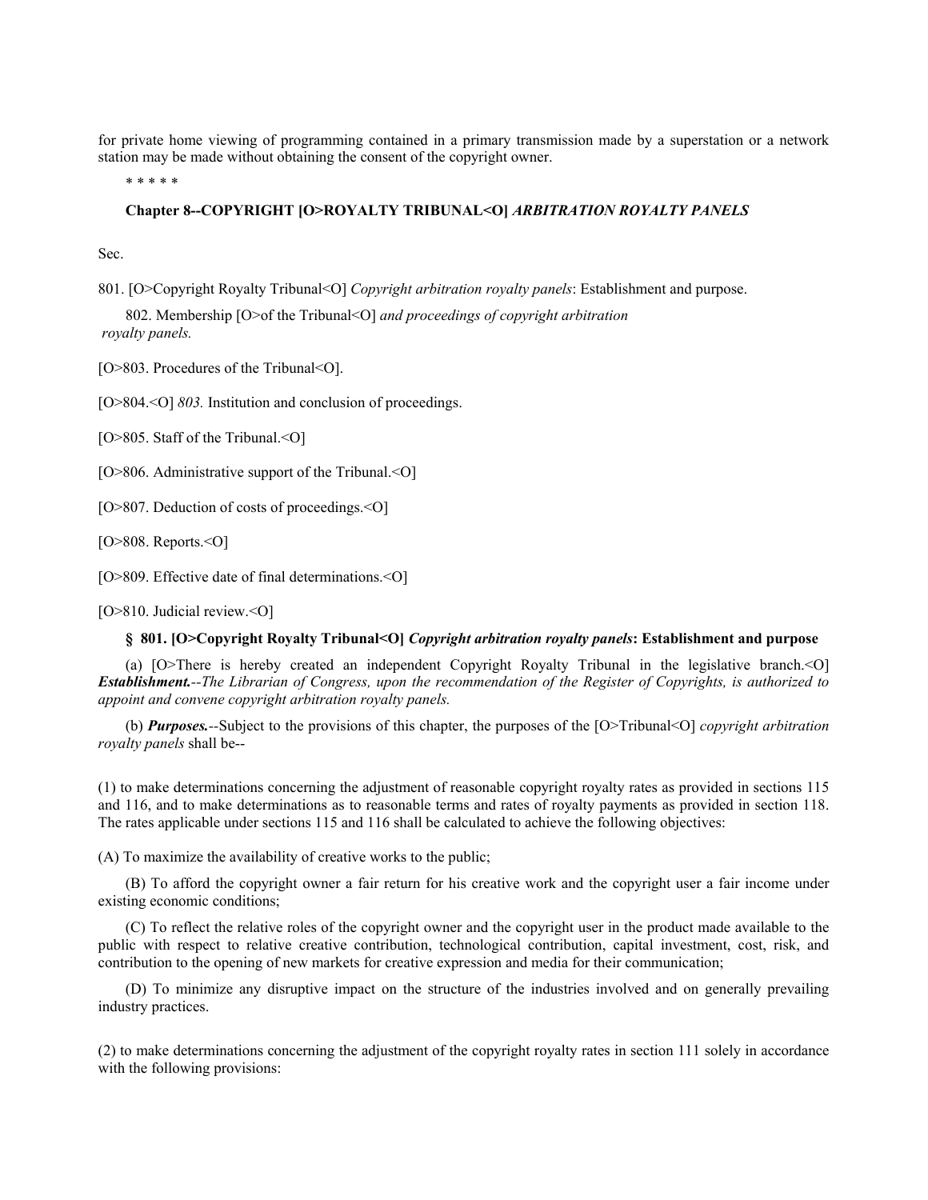for private home viewing of programming contained in a primary transmission made by a superstation or a network station may be made without obtaining the consent of the copyright owner.

\* \* \* \* \*

**Chapter 8--COPYRIGHT [O>ROYALTY TRIBUNAL<O]** ***ARBITRATION ROYALTY PANELS***

Sec.

801. [O>Copyright Royalty Tribunal<O] *Copyright arbitration royalty panels*: Establishment and purpose.

802. Membership [O>of the Tribunal<O] *and proceedings of copyright arbitration royalty panels.*

[O>803. Procedures of the Tribunal<O].

[O>804.<O] *803.* Institution and conclusion of proceedings.

[O>805. Staff of the Tribunal.<O]

[O>806. Administrative support of the Tribunal.<O]

[O>807. Deduction of costs of proceedings.<O]

[O>808. Reports.<O]

[O>809. Effective date of final determinations.<O]

[O>810. Judicial review.<O]

**§ 801. [O>Copyright Royalty Tribunal<O]** ***Copyright arbitration royalty panels*****: Establishment and purpose**

(a) [O>There is hereby created an independent Copyright Royalty Tribunal in the legislative branch.<O] ***Establishment.****--The Librarian of Congress, upon the recommendation of the Register of Copyrights, is authorized to appoint and convene copyright arbitration royalty panels.*

(b) ***Purposes.****--*Subject to the provisions of this chapter, the purposes of the [O>Tribunal<O] *copyright arbitration royalty panels* shall be--

(1) to make determinations concerning the adjustment of reasonable copyright royalty rates as provided in sections 115 and 116, and to make determinations as to reasonable terms and rates of royalty payments as provided in section 118. The rates applicable under sections 115 and 116 shall be calculated to achieve the following objectives:

(A) To maximize the availability of creative works to the public;

(B) To afford the copyright owner a fair return for his creative work and the copyright user a fair income under existing economic conditions;

(C) To reflect the relative roles of the copyright owner and the copyright user in the product made available to the public with respect to relative creative contribution, technological contribution, capital investment, cost, risk, and contribution to the opening of new markets for creative expression and media for their communication;

(D) To minimize any disruptive impact on the structure of the industries involved and on generally prevailing industry practices.

(2) to make determinations concerning the adjustment of the copyright royalty rates in section 111 solely in accordance with the following provisions: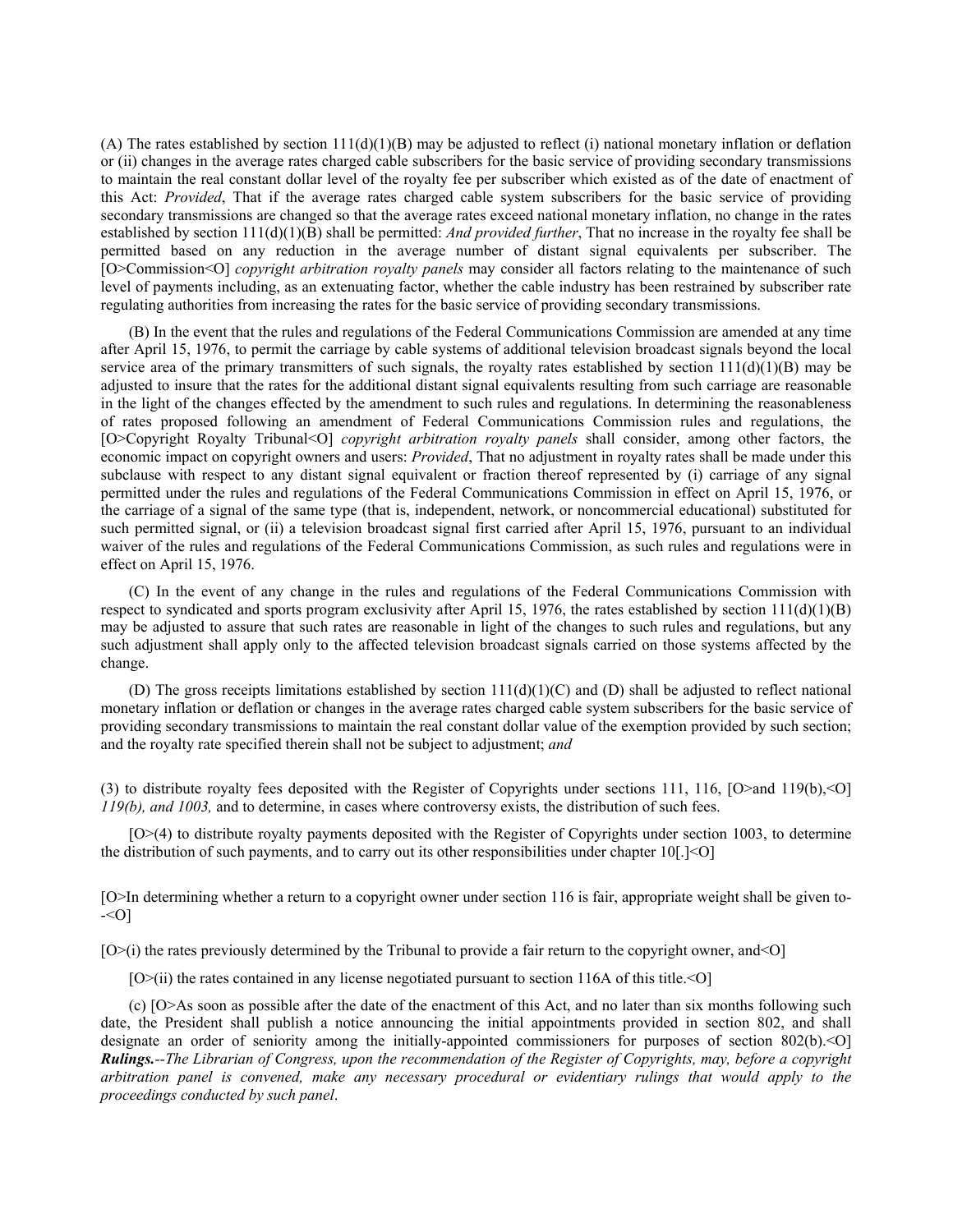(A) The rates established by section 111(d)(1)(B) may be adjusted to reflect (i) national monetary inflation or deflation or (ii) changes in the average rates charged cable subscribers for the basic service of providing secondary transmissions to maintain the real constant dollar level of the royalty fee per subscriber which existed as of the date of enactment of this Act: *Provided*, That if the average rates charged cable system subscribers for the basic service of providing secondary transmissions are changed so that the average rates exceed national monetary inflation, no change in the rates established by section 111(d)(1)(B) shall be permitted: *And provided further*, That no increase in the royalty fee shall be permitted based on any reduction in the average number of distant signal equivalents per subscriber. The [O>Commission<O] *copyright arbitration royalty panels* may consider all factors relating to the maintenance of such level of payments including, as an extenuating factor, whether the cable industry has been restrained by subscriber rate regulating authorities from increasing the rates for the basic service of providing secondary transmissions.

(B) In the event that the rules and regulations of the Federal Communications Commission are amended at any time after April 15, 1976, to permit the carriage by cable systems of additional television broadcast signals beyond the local service area of the primary transmitters of such signals, the royalty rates established by section 111(d)(1)(B) may be adjusted to insure that the rates for the additional distant signal equivalents resulting from such carriage are reasonable in the light of the changes effected by the amendment to such rules and regulations. In determining the reasonableness of rates proposed following an amendment of Federal Communications Commission rules and regulations, the [O>Copyright Royalty Tribunal<O] *copyright arbitration royalty panels* shall consider, among other factors, the economic impact on copyright owners and users: *Provided*, That no adjustment in royalty rates shall be made under this subclause with respect to any distant signal equivalent or fraction thereof represented by (i) carriage of any signal permitted under the rules and regulations of the Federal Communications Commission in effect on April 15, 1976, or the carriage of a signal of the same type (that is, independent, network, or noncommercial educational) substituted for such permitted signal, or (ii) a television broadcast signal first carried after April 15, 1976, pursuant to an individual waiver of the rules and regulations of the Federal Communications Commission, as such rules and regulations were in effect on April 15, 1976.

(C) In the event of any change in the rules and regulations of the Federal Communications Commission with respect to syndicated and sports program exclusivity after April 15, 1976, the rates established by section 111(d)(1)(B) may be adjusted to assure that such rates are reasonable in light of the changes to such rules and regulations, but any such adjustment shall apply only to the affected television broadcast signals carried on those systems affected by the change.

(D) The gross receipts limitations established by section 111(d)(1)(C) and (D) shall be adjusted to reflect national monetary inflation or deflation or changes in the average rates charged cable system subscribers for the basic service of providing secondary transmissions to maintain the real constant dollar value of the exemption provided by such section; and the royalty rate specified therein shall not be subject to adjustment; *and*

(3) to distribute royalty fees deposited with the Register of Copyrights under sections 111, 116, [O>and 119(b),<O] *119(b), and 1003,* and to determine, in cases where controversy exists, the distribution of such fees.

[O>(4) to distribute royalty payments deposited with the Register of Copyrights under section 1003, to determine the distribution of such payments, and to carry out its other responsibilities under chapter 10[.]<O]

[O>In determining whether a return to a copyright owner under section 116 is fair, appropriate weight shall be given to--<O]

[O>(i) the rates previously determined by the Tribunal to provide a fair return to the copyright owner, and<O]

[O>(ii) the rates contained in any license negotiated pursuant to section 116A of this title.<O]

(c) [O>As soon as possible after the date of the enactment of this Act, and no later than six months following such date, the President shall publish a notice announcing the initial appointments provided in section 802, and shall designate an order of seniority among the initially-appointed commissioners for purposes of section 802(b).<O] ***Rulings.***--*The Librarian of Congress, upon the recommendation of the Register of Copyrights, may, before a copyright arbitration panel is convened, make any necessary procedural or evidentiary rulings that would apply to the proceedings conducted by such panel*.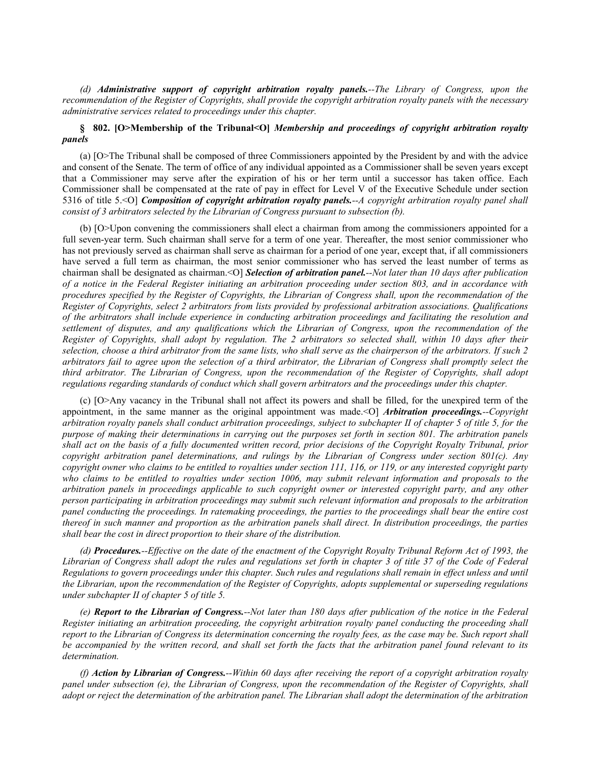*(d) **Administrative support of copyright arbitration royalty panels.**--The Library of Congress, upon the recommendation of the Register of Copyrights, shall provide the copyright arbitration royalty panels with the necessary administrative services related to proceedings under this chapter.*

### § 802. [O>Membership of the Tribunal<O] *Membership and proceedings of copyright arbitration royalty panels*

(a) [O>The Tribunal shall be composed of three Commissioners appointed by the President by and with the advice and consent of the Senate. The term of office of any individual appointed as a Commissioner shall be seven years except that a Commissioner may serve after the expiration of his or her term until a successor has taken office. Each Commissioner shall be compensated at the rate of pay in effect for Level V of the Executive Schedule under section 5316 of title 5.<O] ***Composition of copyright arbitration royalty panels.****--A copyright arbitration royalty panel shall consist of 3 arbitrators selected by the Librarian of Congress pursuant to subsection (b).*

(b) [O>Upon convening the commissioners shall elect a chairman from among the commissioners appointed for a full seven-year term. Such chairman shall serve for a term of one year. Thereafter, the most senior commissioner who has not previously served as chairman shall serve as chairman for a period of one year, except that, if all commissioners have served a full term as chairman, the most senior commissioner who has served the least number of terms as chairman shall be designated as chairman.<O] ***Selection of arbitration panel.****--Not later than 10 days after publication of a notice in the Federal Register initiating an arbitration proceeding under section 803, and in accordance with procedures specified by the Register of Copyrights, the Librarian of Congress shall, upon the recommendation of the Register of Copyrights, select 2 arbitrators from lists provided by professional arbitration associations. Qualifications of the arbitrators shall include experience in conducting arbitration proceedings and facilitating the resolution and settlement of disputes, and any qualifications which the Librarian of Congress, upon the recommendation of the Register of Copyrights, shall adopt by regulation. The 2 arbitrators so selected shall, within 10 days after their selection, choose a third arbitrator from the same lists, who shall serve as the chairperson of the arbitrators. If such 2 arbitrators fail to agree upon the selection of a third arbitrator, the Librarian of Congress shall promptly select the third arbitrator. The Librarian of Congress, upon the recommendation of the Register of Copyrights, shall adopt regulations regarding standards of conduct which shall govern arbitrators and the proceedings under this chapter.*

(c) [O>Any vacancy in the Tribunal shall not affect its powers and shall be filled, for the unexpired term of the appointment, in the same manner as the original appointment was made.<O] ***Arbitration proceedings.****--Copyright arbitration royalty panels shall conduct arbitration proceedings, subject to subchapter II of chapter 5 of title 5, for the purpose of making their determinations in carrying out the purposes set forth in section 801. The arbitration panels shall act on the basis of a fully documented written record, prior decisions of the Copyright Royalty Tribunal, prior copyright arbitration panel determinations, and rulings by the Librarian of Congress under section 801(c). Any copyright owner who claims to be entitled to royalties under section 111, 116, or 119, or any interested copyright party who claims to be entitled to royalties under section 1006, may submit relevant information and proposals to the arbitration panels in proceedings applicable to such copyright owner or interested copyright party, and any other person participating in arbitration proceedings may submit such relevant information and proposals to the arbitration panel conducting the proceedings. In ratemaking proceedings, the parties to the proceedings shall bear the entire cost thereof in such manner and proportion as the arbitration panels shall direct. In distribution proceedings, the parties shall bear the cost in direct proportion to their share of the distribution.*

*(d) **Procedures.**--Effective on the date of the enactment of the Copyright Royalty Tribunal Reform Act of 1993, the Librarian of Congress shall adopt the rules and regulations set forth in chapter 3 of title 37 of the Code of Federal Regulations to govern proceedings under this chapter. Such rules and regulations shall remain in effect unless and until the Librarian, upon the recommendation of the Register of Copyrights, adopts supplemental or superseding regulations under subchapter II of chapter 5 of title 5.*

*(e) **Report to the Librarian of Congress.**--Not later than 180 days after publication of the notice in the Federal Register initiating an arbitration proceeding, the copyright arbitration royalty panel conducting the proceeding shall report to the Librarian of Congress its determination concerning the royalty fees, as the case may be. Such report shall be accompanied by the written record, and shall set forth the facts that the arbitration panel found relevant to its determination.*

*(f) **Action by Librarian of Congress.**--Within 60 days after receiving the report of a copyright arbitration royalty panel under subsection (e), the Librarian of Congress, upon the recommendation of the Register of Copyrights, shall adopt or reject the determination of the arbitration panel. The Librarian shall adopt the determination of the arbitration*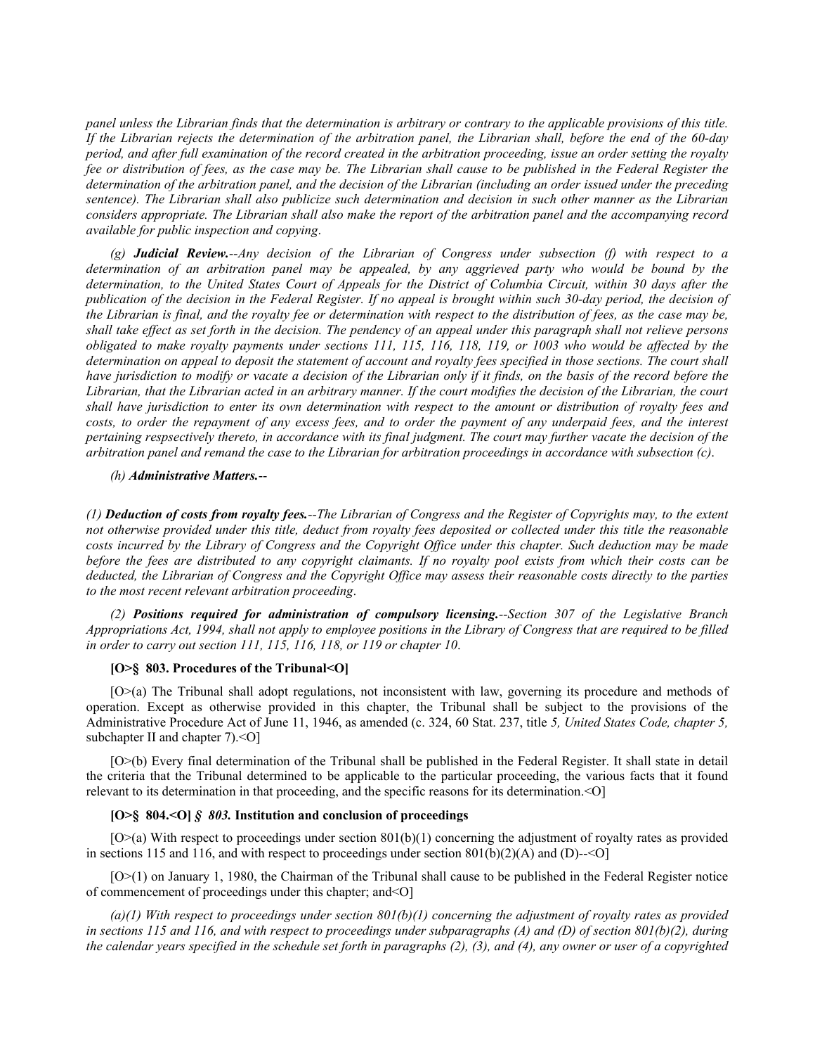*panel unless the Librarian finds that the determination is arbitrary or contrary to the applicable provisions of this title. If the Librarian rejects the determination of the arbitration panel, the Librarian shall, before the end of the 60-day period, and after full examination of the record created in the arbitration proceeding, issue an order setting the royalty fee or distribution of fees, as the case may be. The Librarian shall cause to be published in the Federal Register the determination of the arbitration panel, and the decision of the Librarian (including an order issued under the preceding sentence). The Librarian shall also publicize such determination and decision in such other manner as the Librarian considers appropriate. The Librarian shall also make the report of the arbitration panel and the accompanying record available for public inspection and copying.*

*(g) **Judicial Review.**--Any decision of the Librarian of Congress under subsection (f) with respect to a determination of an arbitration panel may be appealed, by any aggrieved party who would be bound by the determination, to the United States Court of Appeals for the District of Columbia Circuit, within 30 days after the publication of the decision in the Federal Register. If no appeal is brought within such 30-day period, the decision of the Librarian is final, and the royalty fee or determination with respect to the distribution of fees, as the case may be, shall take effect as set forth in the decision. The pendency of an appeal under this paragraph shall not relieve persons obligated to make royalty payments under sections 111, 115, 116, 118, 119, or 1003 who would be affected by the determination on appeal to deposit the statement of account and royalty fees specified in those sections. The court shall have jurisdiction to modify or vacate a decision of the Librarian only if it finds, on the basis of the record before the Librarian, that the Librarian acted in an arbitrary manner. If the court modifies the decision of the Librarian, the court shall have jurisdiction to enter its own determination with respect to the amount or distribution of royalty fees and costs, to order the repayment of any excess fees, and to order the payment of any underpaid fees, and the interest pertaining respsectively thereto, in accordance with its final judgment. The court may further vacate the decision of the arbitration panel and remand the case to the Librarian for arbitration proceedings in accordance with subsection (c).*

*(h) **Administrative Matters.**--*

*(1) **Deduction of costs from royalty fees.**--The Librarian of Congress and the Register of Copyrights may, to the extent not otherwise provided under this title, deduct from royalty fees deposited or collected under this title the reasonable costs incurred by the Library of Congress and the Copyright Office under this chapter. Such deduction may be made before the fees are distributed to any copyright claimants. If no royalty pool exists from which their costs can be deducted, the Librarian of Congress and the Copyright Office may assess their reasonable costs directly to the parties to the most recent relevant arbitration proceeding.*

*(2) **Positions required for administration of compulsory licensing.**--Section 307 of the Legislative Branch Appropriations Act, 1994, shall not apply to employee positions in the Library of Congress that are required to be filled in order to carry out section 111, 115, 116, 118, or 119 or chapter 10.*

**[O>§ 803. Procedures of the Tribunal<O]**

[O>(a) The Tribunal shall adopt regulations, not inconsistent with law, governing its procedure and methods of operation. Except as otherwise provided in this chapter, the Tribunal shall be subject to the provisions of the Administrative Procedure Act of June 11, 1946, as amended (c. 324, 60 Stat. 237, title *5, United States Code, chapter 5,* subchapter II and chapter 7).<O]

[O>(b) Every final determination of the Tribunal shall be published in the Federal Register. It shall state in detail the criteria that the Tribunal determined to be applicable to the particular proceeding, the various facts that it found relevant to its determination in that proceeding, and the specific reasons for its determination.<O]

**[O>§ 804.<O]** ***§ 803.*** **Institution and conclusion of proceedings**

[O>(a) With respect to proceedings under section 801(b)(1) concerning the adjustment of royalty rates as provided in sections 115 and 116, and with respect to proceedings under section 801(b)(2)(A) and (D)--<O]

[O>(1) on January 1, 1980, the Chairman of the Tribunal shall cause to be published in the Federal Register notice of commencement of proceedings under this chapter; and<O]

*(a)(1) With respect to proceedings under section 801(b)(1) concerning the adjustment of royalty rates as provided in sections 115 and 116, and with respect to proceedings under subparagraphs (A) and (D) of section 801(b)(2), during the calendar years specified in the schedule set forth in paragraphs (2), (3), and (4), any owner or user of a copyrighted*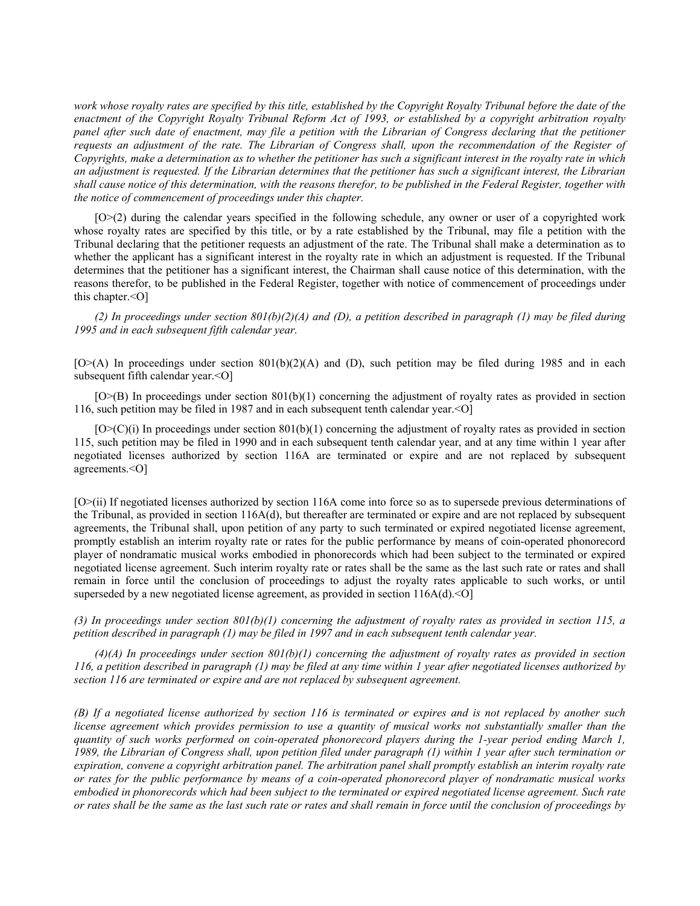*work whose royalty rates are specified by this title, established by the Copyright Royalty Tribunal before the date of the enactment of the Copyright Royalty Tribunal Reform Act of 1993, or established by a copyright arbitration royalty panel after such date of enactment, may file a petition with the Librarian of Congress declaring that the petitioner requests an adjustment of the rate. The Librarian of Congress shall, upon the recommendation of the Register of Copyrights, make a determination as to whether the petitioner has such a significant interest in the royalty rate in which an adjustment is requested. If the Librarian determines that the petitioner has such a significant interest, the Librarian shall cause notice of this determination, with the reasons therefor, to be published in the Federal Register, together with the notice of commencement of proceedings under this chapter.*

[O>(2) during the calendar years specified in the following schedule, any owner or user of a copyrighted work whose royalty rates are specified by this title, or by a rate established by the Tribunal, may file a petition with the Tribunal declaring that the petitioner requests an adjustment of the rate. The Tribunal shall make a determination as to whether the applicant has a significant interest in the royalty rate in which an adjustment is requested. If the Tribunal determines that the petitioner has a significant interest, the Chairman shall cause notice of this determination, with the reasons therefor, to be published in the Federal Register, together with notice of commencement of proceedings under this chapter.<O]

*(2) In proceedings under section 801(b)(2)(A) and (D), a petition described in paragraph (1) may be filed during 1995 and in each subsequent fifth calendar year.*

[O>(A) In proceedings under section 801(b)(2)(A) and (D), such petition may be filed during 1985 and in each subsequent fifth calendar year.<O]

[O>(B) In proceedings under section 801(b)(1) concerning the adjustment of royalty rates as provided in section 116, such petition may be filed in 1987 and in each subsequent tenth calendar year.<O]

[O>(C)(i) In proceedings under section 801(b)(1) concerning the adjustment of royalty rates as provided in section 115, such petition may be filed in 1990 and in each subsequent tenth calendar year, and at any time within 1 year after negotiated licenses authorized by section 116A are terminated or expire and are not replaced by subsequent agreements.<O]

[O>(ii) If negotiated licenses authorized by section 116A come into force so as to supersede previous determinations of the Tribunal, as provided in section 116A(d), but thereafter are terminated or expire and are not replaced by subsequent agreements, the Tribunal shall, upon petition of any party to such terminated or expired negotiated license agreement, promptly establish an interim royalty rate or rates for the public performance by means of coin-operated phonorecord player of nondramatic musical works embodied in phonorecords which had been subject to the terminated or expired negotiated license agreement. Such interim royalty rate or rates shall be the same as the last such rate or rates and shall remain in force until the conclusion of proceedings to adjust the royalty rates applicable to such works, or until superseded by a new negotiated license agreement, as provided in section 116A(d).<O]

*(3) In proceedings under section 801(b)(1) concerning the adjustment of royalty rates as provided in section 115, a petition described in paragraph (1) may be filed in 1997 and in each subsequent tenth calendar year.*

*(4)(A) In proceedings under section 801(b)(1) concerning the adjustment of royalty rates as provided in section 116, a petition described in paragraph (1) may be filed at any time within 1 year after negotiated licenses authorized by section 116 are terminated or expire and are not replaced by subsequent agreement.*

*(B) If a negotiated license authorized by section 116 is terminated or expires and is not replaced by another such license agreement which provides permission to use a quantity of musical works not substantially smaller than the quantity of such works performed on coin-operated phonorecord players during the 1-year period ending March 1, 1989, the Librarian of Congress shall, upon petition filed under paragraph (1) within 1 year after such termination or expiration, convene a copyright arbitration panel. The arbitration panel shall promptly establish an interim royalty rate or rates for the public performance by means of a coin-operated phonorecord player of nondramatic musical works embodied in phonorecords which had been subject to the terminated or expired negotiated license agreement. Such rate or rates shall be the same as the last such rate or rates and shall remain in force until the conclusion of proceedings by*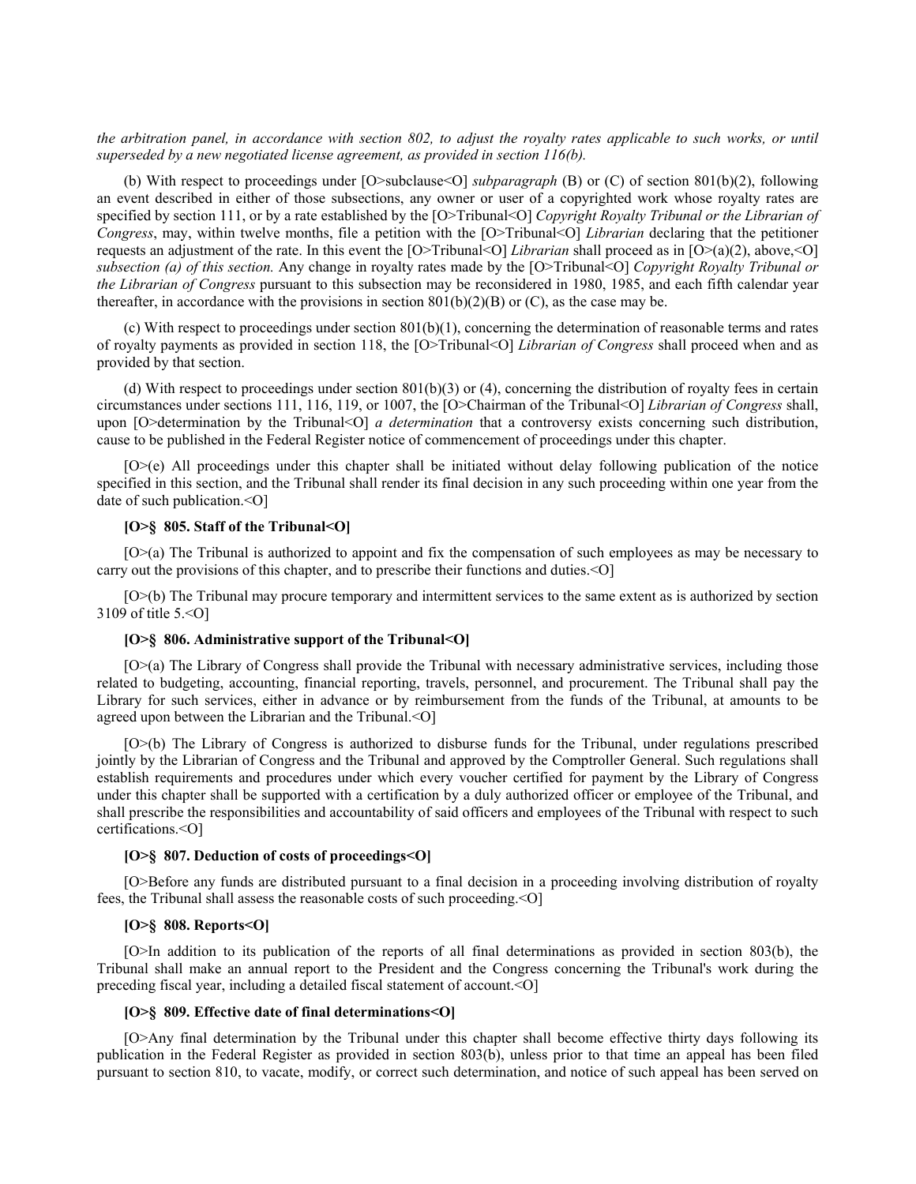*the arbitration panel, in accordance with section 802, to adjust the royalty rates applicable to such works, or until superseded by a new negotiated license agreement, as provided in section 116(b).*

(b) With respect to proceedings under [O>subclause<O] *subparagraph* (B) or (C) of section 801(b)(2), following an event described in either of those subsections, any owner or user of a copyrighted work whose royalty rates are specified by section 111, or by a rate established by the [O>Tribunal<O] *Copyright Royalty Tribunal or the Librarian of Congress*, may, within twelve months, file a petition with the [O>Tribunal<O] *Librarian* declaring that the petitioner requests an adjustment of the rate. In this event the [O>Tribunal<O] *Librarian* shall proceed as in [O>(a)(2), above,<O] *subsection (a) of this section.* Any change in royalty rates made by the [O>Tribunal<O] *Copyright Royalty Tribunal or the Librarian of Congress* pursuant to this subsection may be reconsidered in 1980, 1985, and each fifth calendar year thereafter, in accordance with the provisions in section 801(b)(2)(B) or (C), as the case may be.

(c) With respect to proceedings under section 801(b)(1), concerning the determination of reasonable terms and rates of royalty payments as provided in section 118, the [O>Tribunal<O] *Librarian of Congress* shall proceed when and as provided by that section.

(d) With respect to proceedings under section 801(b)(3) or (4), concerning the distribution of royalty fees in certain circumstances under sections 111, 116, 119, or 1007, the [O>Chairman of the Tribunal<O] *Librarian of Congress* shall, upon [O>determination by the Tribunal<O] *a determination* that a controversy exists concerning such distribution, cause to be published in the Federal Register notice of commencement of proceedings under this chapter.

[O>(e) All proceedings under this chapter shall be initiated without delay following publication of the notice specified in this section, and the Tribunal shall render its final decision in any such proceeding within one year from the date of such publication.<O]

**[O>§ 805. Staff of the Tribunal<O]**

[O>(a) The Tribunal is authorized to appoint and fix the compensation of such employees as may be necessary to carry out the provisions of this chapter, and to prescribe their functions and duties.<O]

[O>(b) The Tribunal may procure temporary and intermittent services to the same extent as is authorized by section 3109 of title 5.<O]

**[O>§ 806. Administrative support of the Tribunal<O]**

[O>(a) The Library of Congress shall provide the Tribunal with necessary administrative services, including those related to budgeting, accounting, financial reporting, travels, personnel, and procurement. The Tribunal shall pay the Library for such services, either in advance or by reimbursement from the funds of the Tribunal, at amounts to be agreed upon between the Librarian and the Tribunal.<O]

[O>(b) The Library of Congress is authorized to disburse funds for the Tribunal, under regulations prescribed jointly by the Librarian of Congress and the Tribunal and approved by the Comptroller General. Such regulations shall establish requirements and procedures under which every voucher certified for payment by the Library of Congress under this chapter shall be supported with a certification by a duly authorized officer or employee of the Tribunal, and shall prescribe the responsibilities and accountability of said officers and employees of the Tribunal with respect to such certifications.<O]

**[O>§ 807. Deduction of costs of proceedings<O]**

[O>Before any funds are distributed pursuant to a final decision in a proceeding involving distribution of royalty fees, the Tribunal shall assess the reasonable costs of such proceeding.<O]

**[O>§ 808. Reports<O]**

[O>In addition to its publication of the reports of all final determinations as provided in section 803(b), the Tribunal shall make an annual report to the President and the Congress concerning the Tribunal's work during the preceding fiscal year, including a detailed fiscal statement of account.<O]

**[O>§ 809. Effective date of final determinations<O]**

[O>Any final determination by the Tribunal under this chapter shall become effective thirty days following its publication in the Federal Register as provided in section 803(b), unless prior to that time an appeal has been filed pursuant to section 810, to vacate, modify, or correct such determination, and notice of such appeal has been served on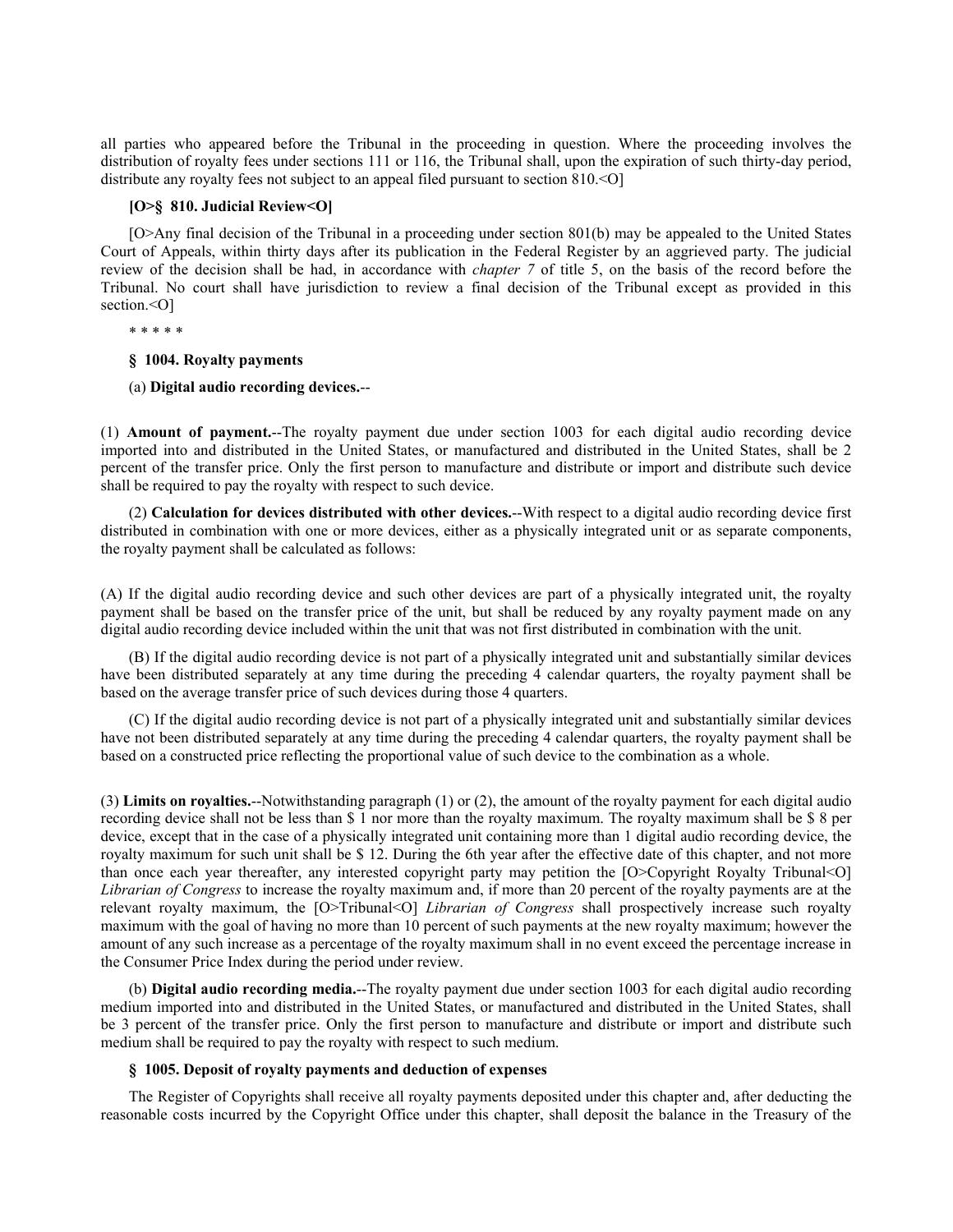all parties who appeared before the Tribunal in the proceeding in question. Where the proceeding involves the distribution of royalty fees under sections 111 or 116, the Tribunal shall, upon the expiration of such thirty-day period, distribute any royalty fees not subject to an appeal filed pursuant to section 810.<O]

**[O>§ 810. Judicial Review<O]**

[O>Any final decision of the Tribunal in a proceeding under section 801(b) may be appealed to the United States Court of Appeals, within thirty days after its publication in the Federal Register by an aggrieved party. The judicial review of the decision shall be had, in accordance with *chapter 7* of title 5, on the basis of the record before the Tribunal. No court shall have jurisdiction to review a final decision of the Tribunal except as provided in this section.<O]

* * * * *

**§ 1004. Royalty payments**

(a) **Digital audio recording devices.**--

(1) **Amount of payment.**--The royalty payment due under section 1003 for each digital audio recording device imported into and distributed in the United States, or manufactured and distributed in the United States, shall be 2 percent of the transfer price. Only the first person to manufacture and distribute or import and distribute such device shall be required to pay the royalty with respect to such device.

(2) **Calculation for devices distributed with other devices.**--With respect to a digital audio recording device first distributed in combination with one or more devices, either as a physically integrated unit or as separate components, the royalty payment shall be calculated as follows:

(A) If the digital audio recording device and such other devices are part of a physically integrated unit, the royalty payment shall be based on the transfer price of the unit, but shall be reduced by any royalty payment made on any digital audio recording device included within the unit that was not first distributed in combination with the unit.

(B) If the digital audio recording device is not part of a physically integrated unit and substantially similar devices have been distributed separately at any time during the preceding 4 calendar quarters, the royalty payment shall be based on the average transfer price of such devices during those 4 quarters.

(C) If the digital audio recording device is not part of a physically integrated unit and substantially similar devices have not been distributed separately at any time during the preceding 4 calendar quarters, the royalty payment shall be based on a constructed price reflecting the proportional value of such device to the combination as a whole.

(3) **Limits on royalties.**--Notwithstanding paragraph (1) or (2), the amount of the royalty payment for each digital audio recording device shall not be less than $ 1 nor more than the royalty maximum. The royalty maximum shall be $ 8 per device, except that in the case of a physically integrated unit containing more than 1 digital audio recording device, the royalty maximum for such unit shall be $ 12. During the 6th year after the effective date of this chapter, and not more than once each year thereafter, any interested copyright party may petition the [O>Copyright Royalty Tribunal<O] *Librarian of Congress* to increase the royalty maximum and, if more than 20 percent of the royalty payments are at the relevant royalty maximum, the [O>Tribunal<O] *Librarian of Congress* shall prospectively increase such royalty maximum with the goal of having no more than 10 percent of such payments at the new royalty maximum; however the amount of any such increase as a percentage of the royalty maximum shall in no event exceed the percentage increase in the Consumer Price Index during the period under review.

(b) **Digital audio recording media.**--The royalty payment due under section 1003 for each digital audio recording medium imported into and distributed in the United States, or manufactured and distributed in the United States, shall be 3 percent of the transfer price. Only the first person to manufacture and distribute or import and distribute such medium shall be required to pay the royalty with respect to such medium.

**§ 1005. Deposit of royalty payments and deduction of expenses**

The Register of Copyrights shall receive all royalty payments deposited under this chapter and, after deducting the reasonable costs incurred by the Copyright Office under this chapter, shall deposit the balance in the Treasury of the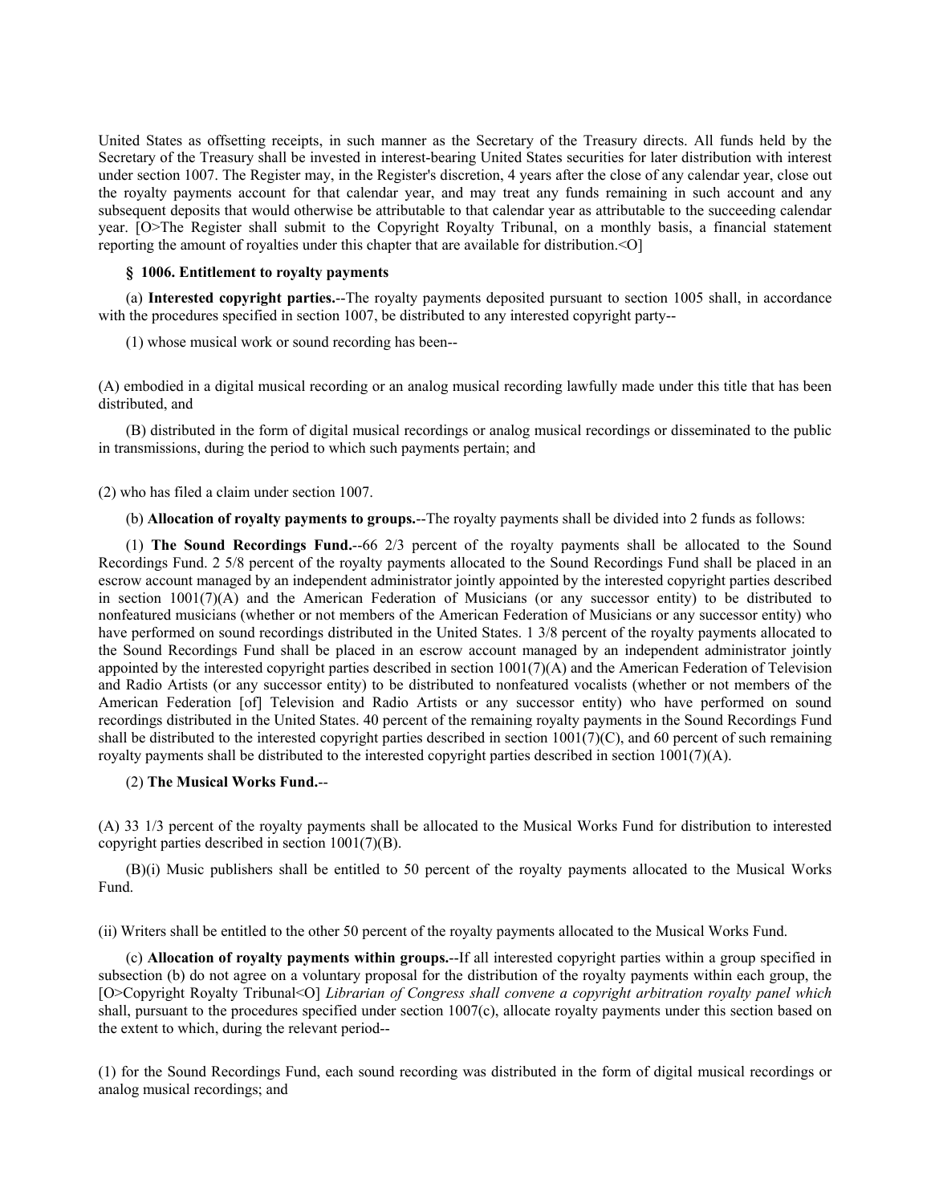United States as offsetting receipts, in such manner as the Secretary of the Treasury directs. All funds held by the Secretary of the Treasury shall be invested in interest-bearing United States securities for later distribution with interest under section 1007. The Register may, in the Register's discretion, 4 years after the close of any calendar year, close out the royalty payments account for that calendar year, and may treat any funds remaining in such account and any subsequent deposits that would otherwise be attributable to that calendar year as attributable to the succeeding calendar year. [O>The Register shall submit to the Copyright Royalty Tribunal, on a monthly basis, a financial statement reporting the amount of royalties under this chapter that are available for distribution.<O]

**§ 1006. Entitlement to royalty payments**

(a) **Interested copyright parties.**--The royalty payments deposited pursuant to section 1005 shall, in accordance with the procedures specified in section 1007, be distributed to any interested copyright party--

(1) whose musical work or sound recording has been--

(A) embodied in a digital musical recording or an analog musical recording lawfully made under this title that has been distributed, and

(B) distributed in the form of digital musical recordings or analog musical recordings or disseminated to the public in transmissions, during the period to which such payments pertain; and

(2) who has filed a claim under section 1007.

(b) **Allocation of royalty payments to groups.**--The royalty payments shall be divided into 2 funds as follows:

(1) **The Sound Recordings Fund.**--66 2/3 percent of the royalty payments shall be allocated to the Sound Recordings Fund. 2 5/8 percent of the royalty payments allocated to the Sound Recordings Fund shall be placed in an escrow account managed by an independent administrator jointly appointed by the interested copyright parties described in section 1001(7)(A) and the American Federation of Musicians (or any successor entity) to be distributed to nonfeatured musicians (whether or not members of the American Federation of Musicians or any successor entity) who have performed on sound recordings distributed in the United States. 1 3/8 percent of the royalty payments allocated to the Sound Recordings Fund shall be placed in an escrow account managed by an independent administrator jointly appointed by the interested copyright parties described in section 1001(7)(A) and the American Federation of Television and Radio Artists (or any successor entity) to be distributed to nonfeatured vocalists (whether or not members of the American Federation [of] Television and Radio Artists or any successor entity) who have performed on sound recordings distributed in the United States. 40 percent of the remaining royalty payments in the Sound Recordings Fund shall be distributed to the interested copyright parties described in section 1001(7)(C), and 60 percent of such remaining royalty payments shall be distributed to the interested copyright parties described in section 1001(7)(A).

(2) **The Musical Works Fund.**--

(A) 33 1/3 percent of the royalty payments shall be allocated to the Musical Works Fund for distribution to interested copyright parties described in section 1001(7)(B).

(B)(i) Music publishers shall be entitled to 50 percent of the royalty payments allocated to the Musical Works Fund.

(ii) Writers shall be entitled to the other 50 percent of the royalty payments allocated to the Musical Works Fund.

(c) **Allocation of royalty payments within groups.**--If all interested copyright parties within a group specified in subsection (b) do not agree on a voluntary proposal for the distribution of the royalty payments within each group, the [O>Copyright Royalty Tribunal<O] *Librarian of Congress shall convene a copyright arbitration royalty panel which* shall, pursuant to the procedures specified under section 1007(c), allocate royalty payments under this section based on the extent to which, during the relevant period--

(1) for the Sound Recordings Fund, each sound recording was distributed in the form of digital musical recordings or analog musical recordings; and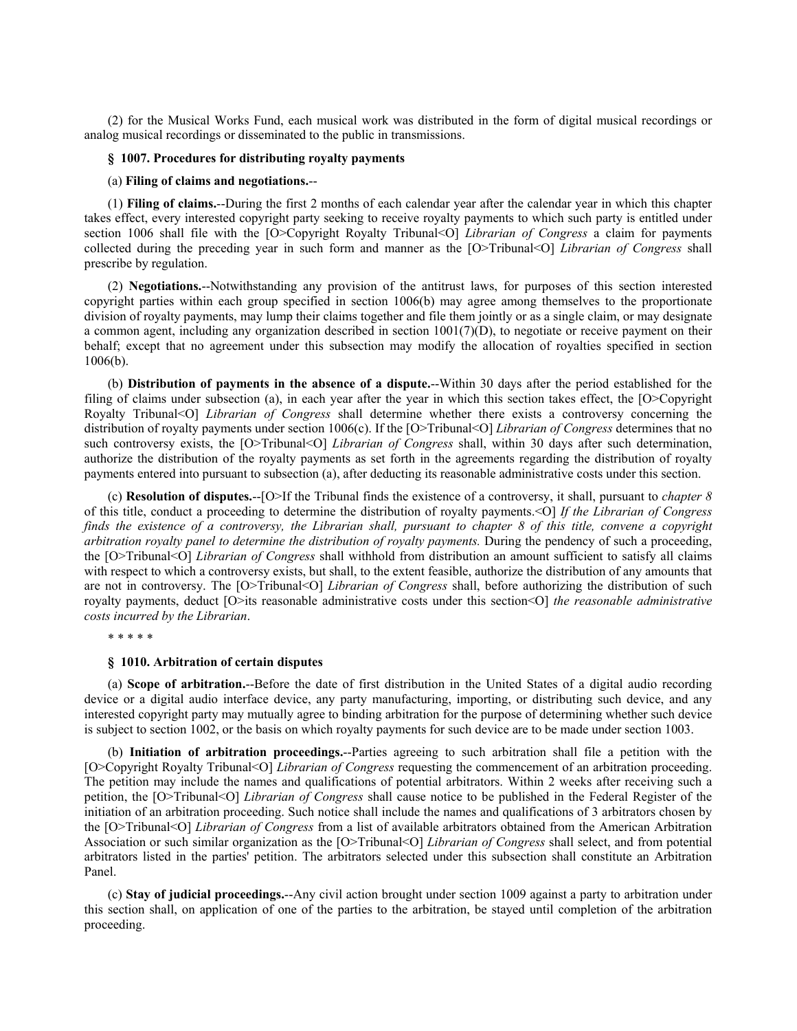(2) for the Musical Works Fund, each musical work was distributed in the form of digital musical recordings or analog musical recordings or disseminated to the public in transmissions.

**§ 1007. Procedures for distributing royalty payments**

(a) **Filing of claims and negotiations.**--

(1) **Filing of claims.**--During the first 2 months of each calendar year after the calendar year in which this chapter takes effect, every interested copyright party seeking to receive royalty payments to which such party is entitled under section 1006 shall file with the [O>Copyright Royalty Tribunal<O] *Librarian of Congress* a claim for payments collected during the preceding year in such form and manner as the [O>Tribunal<O] *Librarian of Congress* shall prescribe by regulation.

(2) **Negotiations.**--Notwithstanding any provision of the antitrust laws, for purposes of this section interested copyright parties within each group specified in section 1006(b) may agree among themselves to the proportionate division of royalty payments, may lump their claims together and file them jointly or as a single claim, or may designate a common agent, including any organization described in section 1001(7)(D), to negotiate or receive payment on their behalf; except that no agreement under this subsection may modify the allocation of royalties specified in section 1006(b).

(b) **Distribution of payments in the absence of a dispute.**--Within 30 days after the period established for the filing of claims under subsection (a), in each year after the year in which this section takes effect, the [O>Copyright Royalty Tribunal<O] *Librarian of Congress* shall determine whether there exists a controversy concerning the distribution of royalty payments under section 1006(c). If the [O>Tribunal<O] *Librarian of Congress* determines that no such controversy exists, the [O>Tribunal<O] *Librarian of Congress* shall, within 30 days after such determination, authorize the distribution of the royalty payments as set forth in the agreements regarding the distribution of royalty payments entered into pursuant to subsection (a), after deducting its reasonable administrative costs under this section.

(c) **Resolution of disputes.**--[O>If the Tribunal finds the existence of a controversy, it shall, pursuant to *chapter 8* of this title, conduct a proceeding to determine the distribution of royalty payments.<O] *If the Librarian of Congress finds the existence of a controversy, the Librarian shall, pursuant to chapter 8 of this title, convene a copyright arbitration royalty panel to determine the distribution of royalty payments.* During the pendency of such a proceeding, the [O>Tribunal<O] *Librarian of Congress* shall withhold from distribution an amount sufficient to satisfy all claims with respect to which a controversy exists, but shall, to the extent feasible, authorize the distribution of any amounts that are not in controversy. The [O>Tribunal<O] *Librarian of Congress* shall, before authorizing the distribution of such royalty payments, deduct [O>its reasonable administrative costs under this section<O] *the reasonable administrative costs incurred by the Librarian*.

* * * * *

**§ 1010. Arbitration of certain disputes**

(a) **Scope of arbitration.**--Before the date of first distribution in the United States of a digital audio recording device or a digital audio interface device, any party manufacturing, importing, or distributing such device, and any interested copyright party may mutually agree to binding arbitration for the purpose of determining whether such device is subject to section 1002, or the basis on which royalty payments for such device are to be made under section 1003.

(b) **Initiation of arbitration proceedings.**--Parties agreeing to such arbitration shall file a petition with the [O>Copyright Royalty Tribunal<O] *Librarian of Congress* requesting the commencement of an arbitration proceeding. The petition may include the names and qualifications of potential arbitrators. Within 2 weeks after receiving such a petition, the [O>Tribunal<O] *Librarian of Congress* shall cause notice to be published in the Federal Register of the initiation of an arbitration proceeding. Such notice shall include the names and qualifications of 3 arbitrators chosen by the [O>Tribunal<O] *Librarian of Congress* from a list of available arbitrators obtained from the American Arbitration Association or such similar organization as the [O>Tribunal<O] *Librarian of Congress* shall select, and from potential arbitrators listed in the parties' petition. The arbitrators selected under this subsection shall constitute an Arbitration Panel.

(c) **Stay of judicial proceedings.**--Any civil action brought under section 1009 against a party to arbitration under this section shall, on application of one of the parties to the arbitration, be stayed until completion of the arbitration proceeding.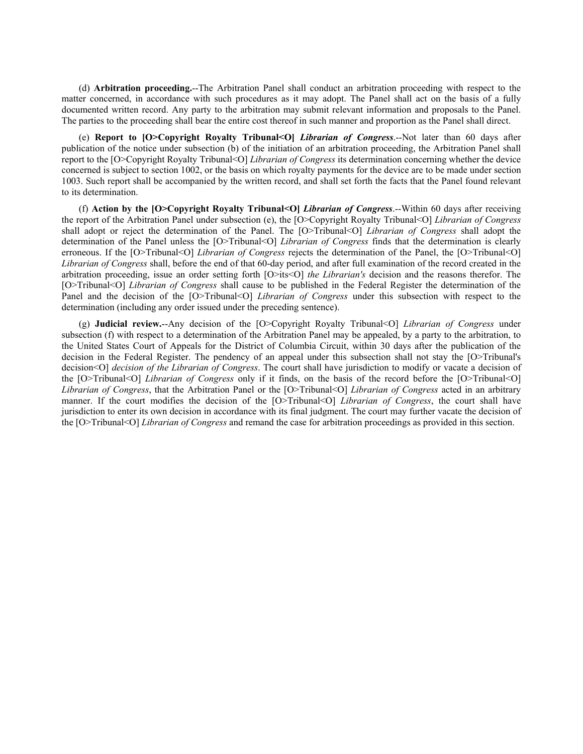(d) **Arbitration proceeding.**--The Arbitration Panel shall conduct an arbitration proceeding with respect to the matter concerned, in accordance with such procedures as it may adopt. The Panel shall act on the basis of a fully documented written record. Any party to the arbitration may submit relevant information and proposals to the Panel. The parties to the proceeding shall bear the entire cost thereof in such manner and proportion as the Panel shall direct.

(e) **Report to [O>Copyright Royalty Tribunal<O]** ***Librarian of Congress***.--Not later than 60 days after publication of the notice under subsection (b) of the initiation of an arbitration proceeding, the Arbitration Panel shall report to the [O>Copyright Royalty Tribunal<O] *Librarian of Congress* its determination concerning whether the device concerned is subject to section 1002, or the basis on which royalty payments for the device are to be made under section 1003. Such report shall be accompanied by the written record, and shall set forth the facts that the Panel found relevant to its determination.

(f) **Action by the [O>Copyright Royalty Tribunal<O]** ***Librarian of Congress***.--Within 60 days after receiving the report of the Arbitration Panel under subsection (e), the [O>Copyright Royalty Tribunal<O] *Librarian of Congress* shall adopt or reject the determination of the Panel. The [O>Tribunal<O] *Librarian of Congress* shall adopt the determination of the Panel unless the [O>Tribunal<O] *Librarian of Congress* finds that the determination is clearly erroneous. If the [O>Tribunal<O] *Librarian of Congress* rejects the determination of the Panel, the [O>Tribunal<O] *Librarian of Congress* shall, before the end of that 60-day period, and after full examination of the record created in the arbitration proceeding, issue an order setting forth [O>its<O] *the Librarian's* decision and the reasons therefor. The [O>Tribunal<O] *Librarian of Congress* shall cause to be published in the Federal Register the determination of the Panel and the decision of the [O>Tribunal<O] *Librarian of Congress* under this subsection with respect to the determination (including any order issued under the preceding sentence).

(g) **Judicial review.**--Any decision of the [O>Copyright Royalty Tribunal<O] *Librarian of Congress* under subsection (f) with respect to a determination of the Arbitration Panel may be appealed, by a party to the arbitration, to the United States Court of Appeals for the District of Columbia Circuit, within 30 days after the publication of the decision in the Federal Register. The pendency of an appeal under this subsection shall not stay the [O>Tribunal's decision<O] *decision of the Librarian of Congress*. The court shall have jurisdiction to modify or vacate a decision of the [O>Tribunal<O] *Librarian of Congress* only if it finds, on the basis of the record before the [O>Tribunal<O] *Librarian of Congress*, that the Arbitration Panel or the [O>Tribunal<O] *Librarian of Congress* acted in an arbitrary manner. If the court modifies the decision of the [O>Tribunal<O] *Librarian of Congress*, the court shall have jurisdiction to enter its own decision in accordance with its final judgment. The court may further vacate the decision of the [O>Tribunal<O] *Librarian of Congress* and remand the case for arbitration proceedings as provided in this section.